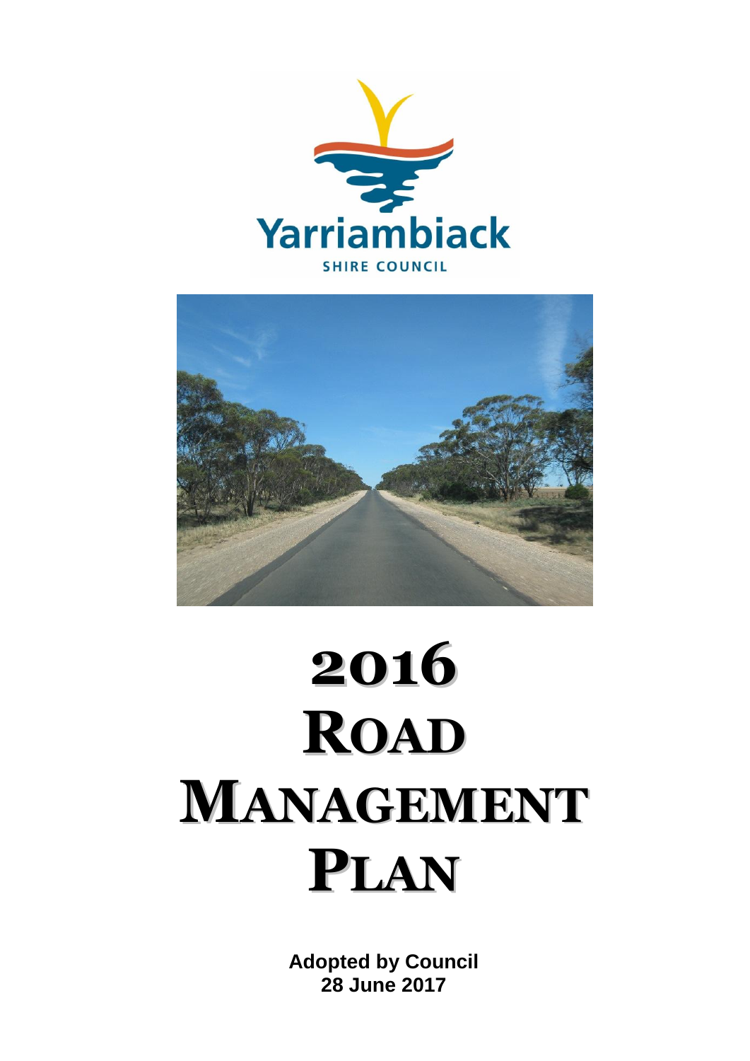Yarriambiack

SHIRE COUNCIL

# 2016 ROAD MANAGEMENT PLAN

**Adopted by Council**
**28 June 2017**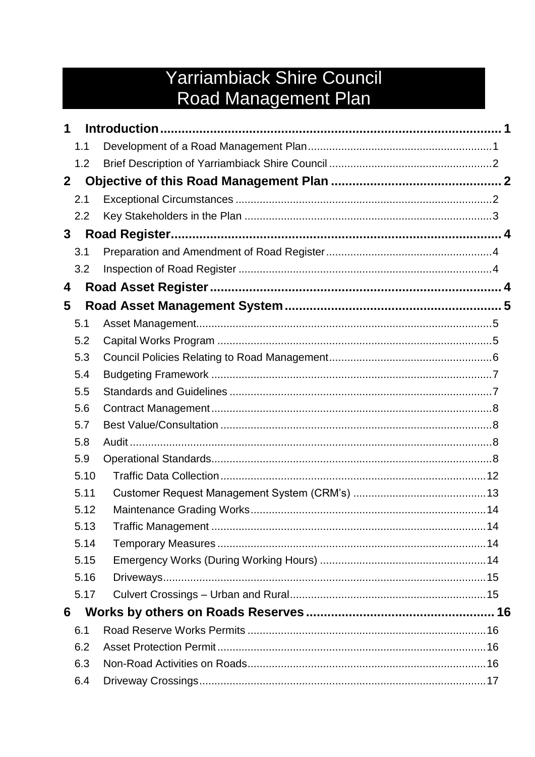# Yarriambiack Shire Council
# Road Management Plan

**1 Introduction** .......... **1**

- 1.1 Development of a Road Management Plan .......... 1
- 1.2 Brief Description of Yarriambiack Shire Council .......... 2

**2 Objective of this Road Management Plan** .......... **2**

- 2.1 Exceptional Circumstances .......... 2
- 2.2 Key Stakeholders in the Plan .......... 3

**3 Road Register** .......... **4**

- 3.1 Preparation and Amendment of Road Register .......... 4
- 3.2 Inspection of Road Register .......... 4

**4 Road Asset Register** .......... **4**

**5 Road Asset Management System** .......... **5**

- 5.1 Asset Management .......... 5
- 5.2 Capital Works Program .......... 5
- 5.3 Council Policies Relating to Road Management .......... 6
- 5.4 Budgeting Framework .......... 7
- 5.5 Standards and Guidelines .......... 7
- 5.6 Contract Management .......... 8
- 5.7 Best Value/Consultation .......... 8
- 5.8 Audit .......... 8
- 5.9 Operational Standards .......... 8
- 5.10 Traffic Data Collection .......... 12
- 5.11 Customer Request Management System (CRM's) .......... 13
- 5.12 Maintenance Grading Works .......... 14
- 5.13 Traffic Management .......... 14
- 5.14 Temporary Measures .......... 14
- 5.15 Emergency Works (During Working Hours) .......... 14
- 5.16 Driveways .......... 15
- 5.17 Culvert Crossings – Urban and Rural .......... 15

**6 Works by others on Roads Reserves** .......... **16**

- 6.1 Road Reserve Works Permits .......... 16
- 6.2 Asset Protection Permit .......... 16
- 6.3 Non-Road Activities on Roads .......... 16
- 6.4 Driveway Crossings .......... 17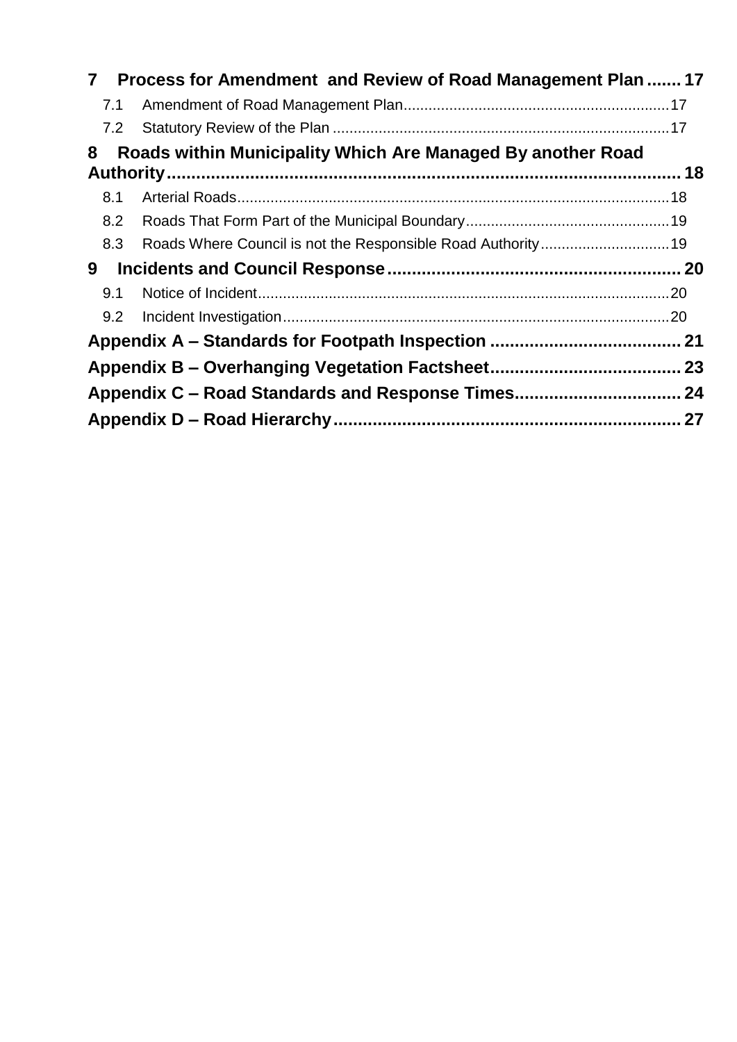7 Process for Amendment and Review of Road Management Plan ....... 17

- 7.1 Amendment of Road Management Plan ............................................................... 17
- 7.2 Statutory Review of the Plan ................................................................................ 17

8 Roads within Municipality Which Are Managed By another Road Authority ........................................................................................................... 18

- 8.1 Arterial Roads ....................................................................................................... 18
- 8.2 Roads That Form Part of the Municipal Boundary ................................................ 19
- 8.3 Roads Where Council is not the Responsible Road Authority ............................... 19

9 Incidents and Council Response ............................................................ 20

- 9.1 Notice of Incident .................................................................................................. 20
- 9.2 Incident Investigation ............................................................................................ 20

Appendix A – Standards for Footpath Inspection ....................................... 21

Appendix B – Overhanging Vegetation Factsheet ....................................... 23

Appendix C – Road Standards and Response Times .................................. 24

Appendix D – Road Hierarchy ....................................................................... 27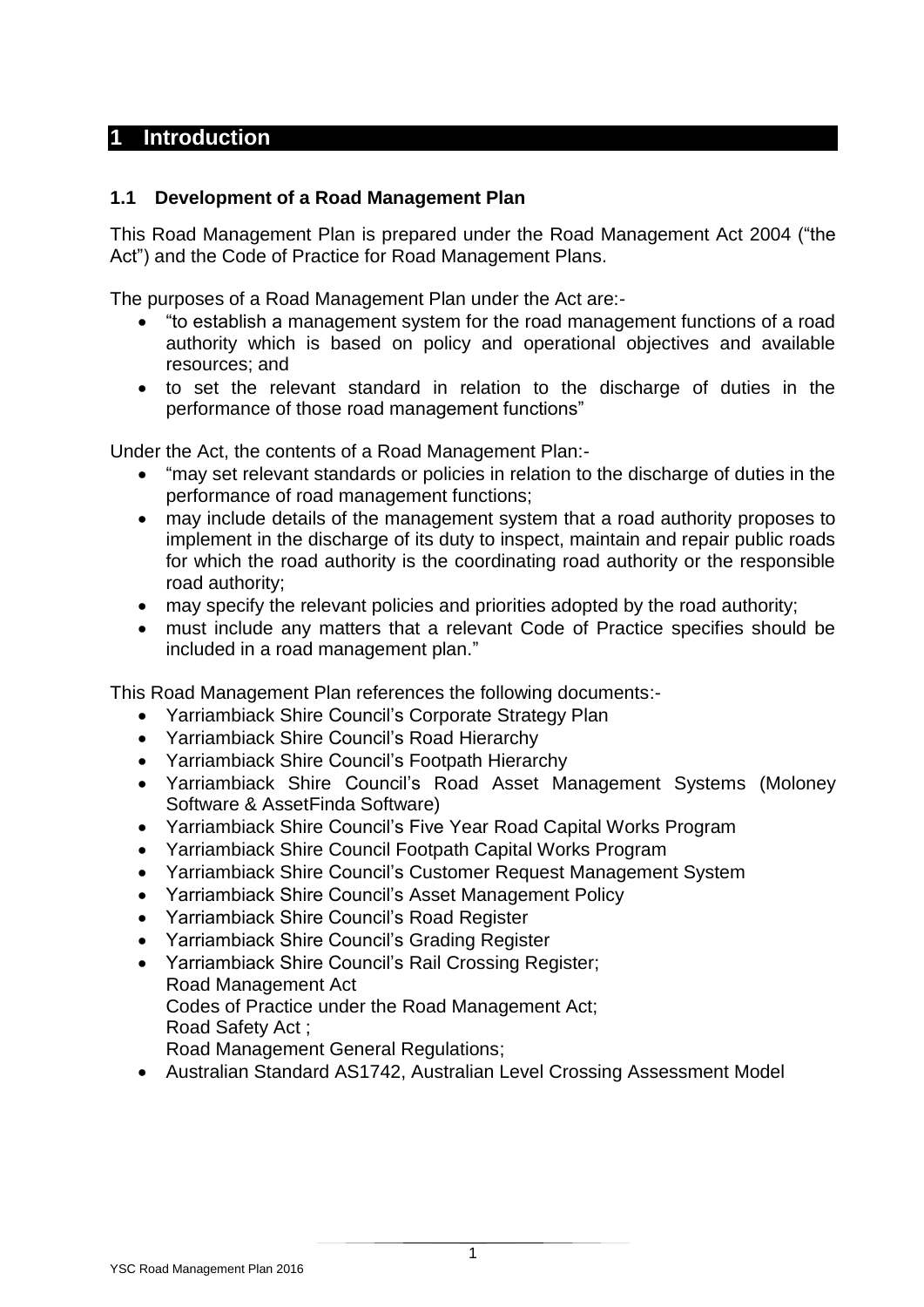# 1 Introduction

## 1.1 Development of a Road Management Plan

This Road Management Plan is prepared under the Road Management Act 2004 ("the Act") and the Code of Practice for Road Management Plans.

The purposes of a Road Management Plan under the Act are:-

- "to establish a management system for the road management functions of a road authority which is based on policy and operational objectives and available resources; and
- to set the relevant standard in relation to the discharge of duties in the performance of those road management functions"

Under the Act, the contents of a Road Management Plan:-

- "may set relevant standards or policies in relation to the discharge of duties in the performance of road management functions;
- may include details of the management system that a road authority proposes to implement in the discharge of its duty to inspect, maintain and repair public roads for which the road authority is the coordinating road authority or the responsible road authority;
- may specify the relevant policies and priorities adopted by the road authority;
- must include any matters that a relevant Code of Practice specifies should be included in a road management plan."

This Road Management Plan references the following documents:-

- Yarriambiack Shire Council's Corporate Strategy Plan
- Yarriambiack Shire Council's Road Hierarchy
- Yarriambiack Shire Council's Footpath Hierarchy
- Yarriambiack Shire Council's Road Asset Management Systems (Moloney Software & AssetFinda Software)
- Yarriambiack Shire Council's Five Year Road Capital Works Program
- Yarriambiack Shire Council Footpath Capital Works Program
- Yarriambiack Shire Council's Customer Request Management System
- Yarriambiack Shire Council's Asset Management Policy
- Yarriambiack Shire Council's Road Register
- Yarriambiack Shire Council's Grading Register
- Yarriambiack Shire Council's Rail Crossing Register;
  Road Management Act
  Codes of Practice under the Road Management Act;
  Road Safety Act ;
  Road Management General Regulations;
- Australian Standard AS1742, Australian Level Crossing Assessment Model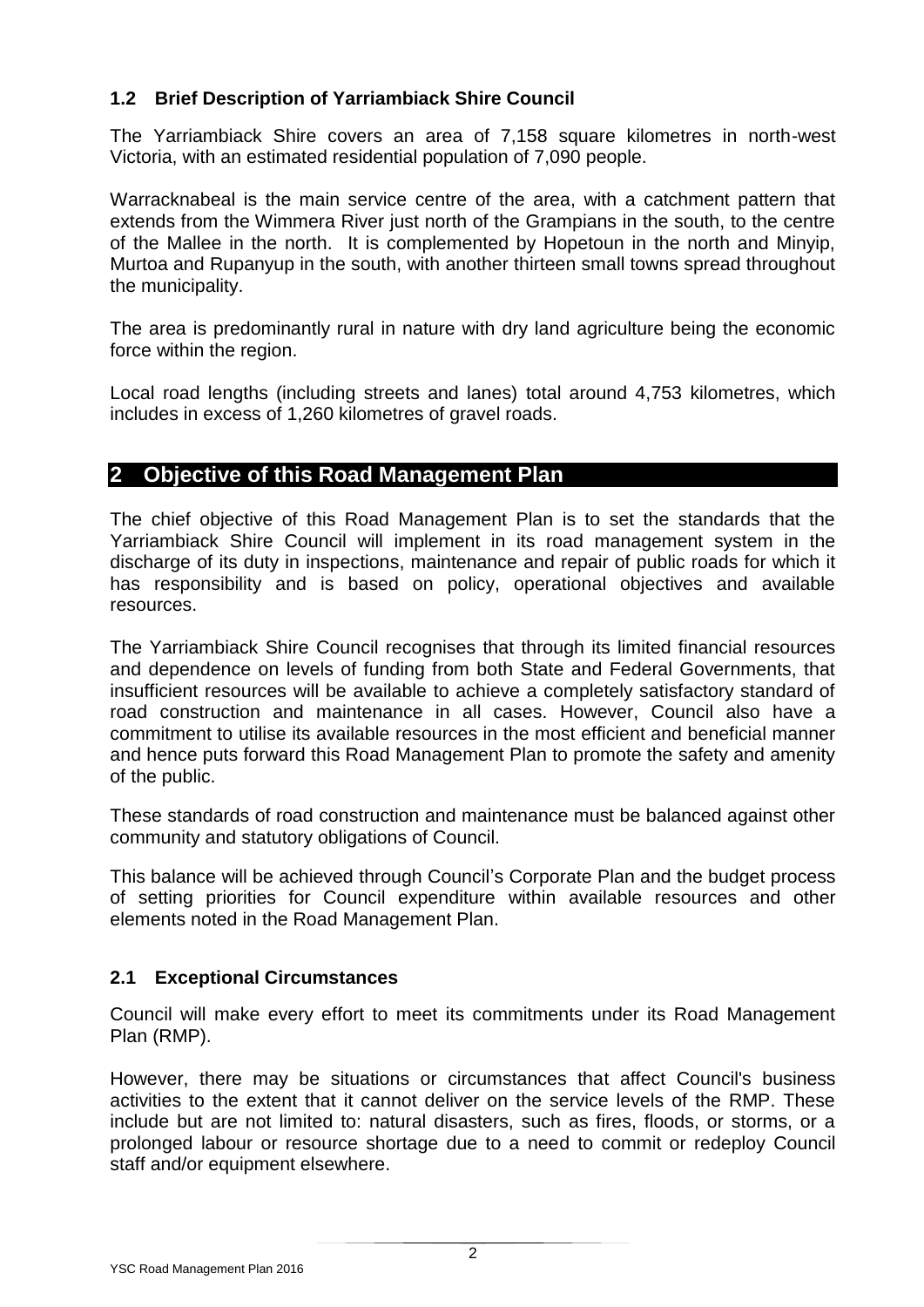### 1.2 Brief Description of Yarriambiack Shire Council

The Yarriambiack Shire covers an area of 7,158 square kilometres in north-west Victoria, with an estimated residential population of 7,090 people.

Warracknabeal is the main service centre of the area, with a catchment pattern that extends from the Wimmera River just north of the Grampians in the south, to the centre of the Mallee in the north. It is complemented by Hopetoun in the north and Minyip, Murtoa and Rupanyup in the south, with another thirteen small towns spread throughout the municipality.

The area is predominantly rural in nature with dry land agriculture being the economic force within the region.

Local road lengths (including streets and lanes) total around 4,753 kilometres, which includes in excess of 1,260 kilometres of gravel roads.

## 2 Objective of this Road Management Plan

The chief objective of this Road Management Plan is to set the standards that the Yarriambiack Shire Council will implement in its road management system in the discharge of its duty in inspections, maintenance and repair of public roads for which it has responsibility and is based on policy, operational objectives and available resources.

The Yarriambiack Shire Council recognises that through its limited financial resources and dependence on levels of funding from both State and Federal Governments, that insufficient resources will be available to achieve a completely satisfactory standard of road construction and maintenance in all cases. However, Council also have a commitment to utilise its available resources in the most efficient and beneficial manner and hence puts forward this Road Management Plan to promote the safety and amenity of the public.

These standards of road construction and maintenance must be balanced against other community and statutory obligations of Council.

This balance will be achieved through Council's Corporate Plan and the budget process of setting priorities for Council expenditure within available resources and other elements noted in the Road Management Plan.

### 2.1 Exceptional Circumstances

Council will make every effort to meet its commitments under its Road Management Plan (RMP).

However, there may be situations or circumstances that affect Council's business activities to the extent that it cannot deliver on the service levels of the RMP. These include but are not limited to: natural disasters, such as fires, floods, or storms, or a prolonged labour or resource shortage due to a need to commit or redeploy Council staff and/or equipment elsewhere.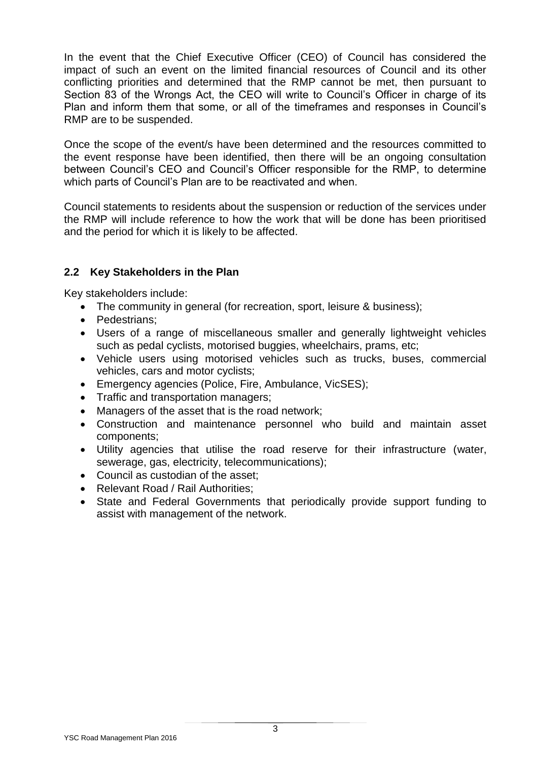In the event that the Chief Executive Officer (CEO) of Council has considered the impact of such an event on the limited financial resources of Council and its other conflicting priorities and determined that the RMP cannot be met, then pursuant to Section 83 of the Wrongs Act, the CEO will write to Council's Officer in charge of its Plan and inform them that some, or all of the timeframes and responses in Council's RMP are to be suspended.

Once the scope of the event/s have been determined and the resources committed to the event response have been identified, then there will be an ongoing consultation between Council's CEO and Council's Officer responsible for the RMP, to determine which parts of Council's Plan are to be reactivated and when.

Council statements to residents about the suspension or reduction of the services under the RMP will include reference to how the work that will be done has been prioritised and the period for which it is likely to be affected.

## 2.2 Key Stakeholders in the Plan

Key stakeholders include:

- The community in general (for recreation, sport, leisure & business);
- Pedestrians;
- Users of a range of miscellaneous smaller and generally lightweight vehicles such as pedal cyclists, motorised buggies, wheelchairs, prams, etc;
- Vehicle users using motorised vehicles such as trucks, buses, commercial vehicles, cars and motor cyclists;
- Emergency agencies (Police, Fire, Ambulance, VicSES);
- Traffic and transportation managers;
- Managers of the asset that is the road network;
- Construction and maintenance personnel who build and maintain asset components;
- Utility agencies that utilise the road reserve for their infrastructure (water, sewerage, gas, electricity, telecommunications);
- Council as custodian of the asset;
- Relevant Road / Rail Authorities;
- State and Federal Governments that periodically provide support funding to assist with management of the network.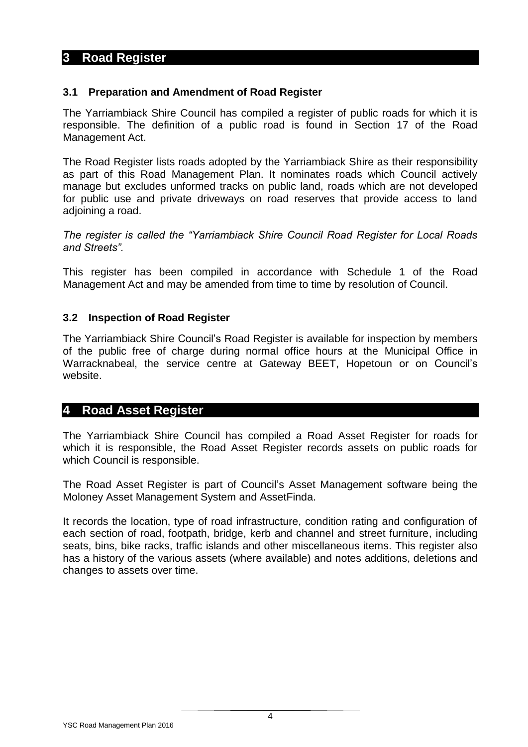# 3 Road Register

## 3.1 Preparation and Amendment of Road Register

The Yarriambiack Shire Council has compiled a register of public roads for which it is responsible. The definition of a public road is found in Section 17 of the Road Management Act.

The Road Register lists roads adopted by the Yarriambiack Shire as their responsibility as part of this Road Management Plan. It nominates roads which Council actively manage but excludes unformed tracks on public land, roads which are not developed for public use and private driveways on road reserves that provide access to land adjoining a road.

*The register is called the "Yarriambiack Shire Council Road Register for Local Roads and Streets".*

This register has been compiled in accordance with Schedule 1 of the Road Management Act and may be amended from time to time by resolution of Council.

## 3.2 Inspection of Road Register

The Yarriambiack Shire Council's Road Register is available for inspection by members of the public free of charge during normal office hours at the Municipal Office in Warracknabeal, the service centre at Gateway BEET, Hopetoun or on Council's website.

# 4 Road Asset Register

The Yarriambiack Shire Council has compiled a Road Asset Register for roads for which it is responsible, the Road Asset Register records assets on public roads for which Council is responsible.

The Road Asset Register is part of Council's Asset Management software being the Moloney Asset Management System and AssetFinda.

It records the location, type of road infrastructure, condition rating and configuration of each section of road, footpath, bridge, kerb and channel and street furniture, including seats, bins, bike racks, traffic islands and other miscellaneous items. This register also has a history of the various assets (where available) and notes additions, deletions and changes to assets over time.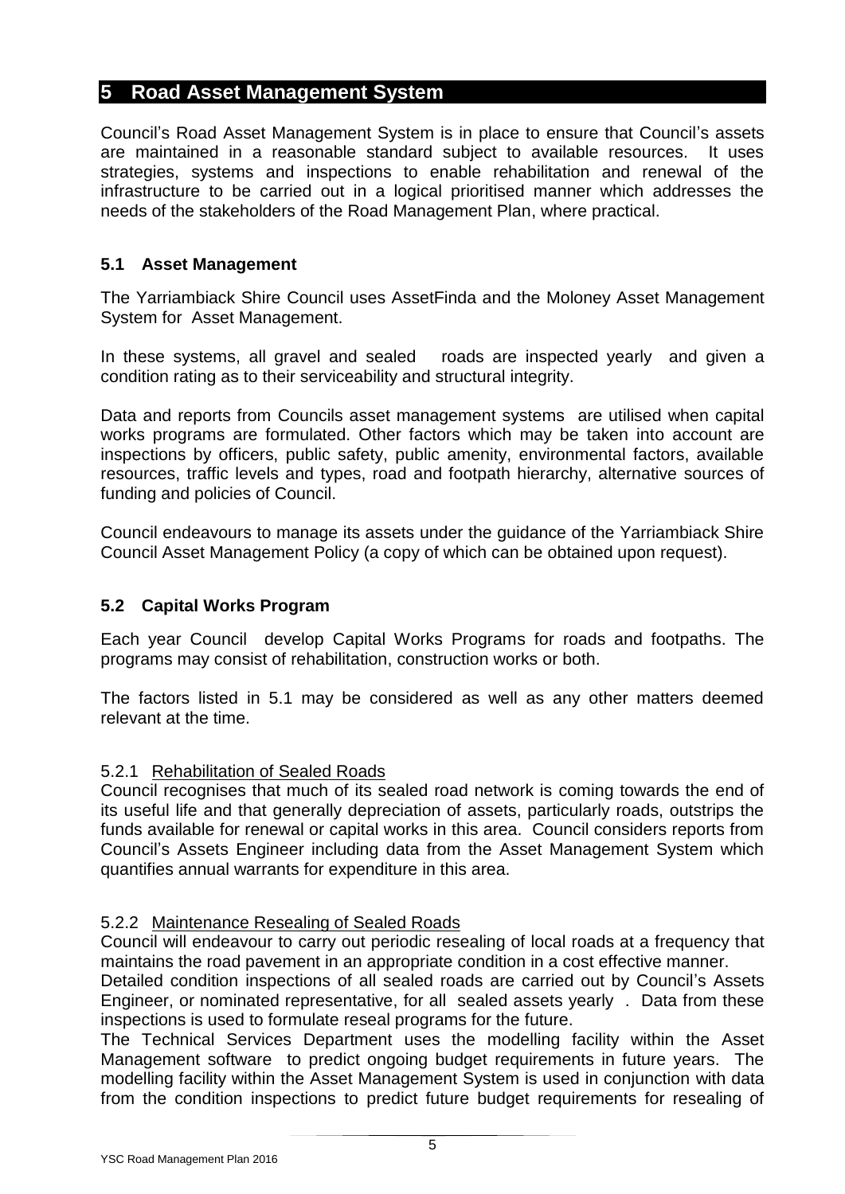## 5 Road Asset Management System

Council's Road Asset Management System is in place to ensure that Council's assets are maintained in a reasonable standard subject to available resources. It uses strategies, systems and inspections to enable rehabilitation and renewal of the infrastructure to be carried out in a logical prioritised manner which addresses the needs of the stakeholders of the Road Management Plan, where practical.

### 5.1 Asset Management

The Yarriambiack Shire Council uses AssetFinda and the Moloney Asset Management System for Asset Management.

In these systems, all gravel and sealed roads are inspected yearly and given a condition rating as to their serviceability and structural integrity.

Data and reports from Councils asset management systems are utilised when capital works programs are formulated. Other factors which may be taken into account are inspections by officers, public safety, public amenity, environmental factors, available resources, traffic levels and types, road and footpath hierarchy, alternative sources of funding and policies of Council.

Council endeavours to manage its assets under the guidance of the Yarriambiack Shire Council Asset Management Policy (a copy of which can be obtained upon request).

### 5.2 Capital Works Program

Each year Council develop Capital Works Programs for roads and footpaths. The programs may consist of rehabilitation, construction works or both.

The factors listed in 5.1 may be considered as well as any other matters deemed relevant at the time.

#### 5.2.1 Rehabilitation of Sealed Roads

Council recognises that much of its sealed road network is coming towards the end of its useful life and that generally depreciation of assets, particularly roads, outstrips the funds available for renewal or capital works in this area. Council considers reports from Council's Assets Engineer including data from the Asset Management System which quantifies annual warrants for expenditure in this area.

#### 5.2.2 Maintenance Resealing of Sealed Roads

Council will endeavour to carry out periodic resealing of local roads at a frequency that maintains the road pavement in an appropriate condition in a cost effective manner.

Detailed condition inspections of all sealed roads are carried out by Council's Assets Engineer, or nominated representative, for all sealed assets yearly . Data from these inspections is used to formulate reseal programs for the future.

The Technical Services Department uses the modelling facility within the Asset Management software to predict ongoing budget requirements in future years. The modelling facility within the Asset Management System is used in conjunction with data from the condition inspections to predict future budget requirements for resealing of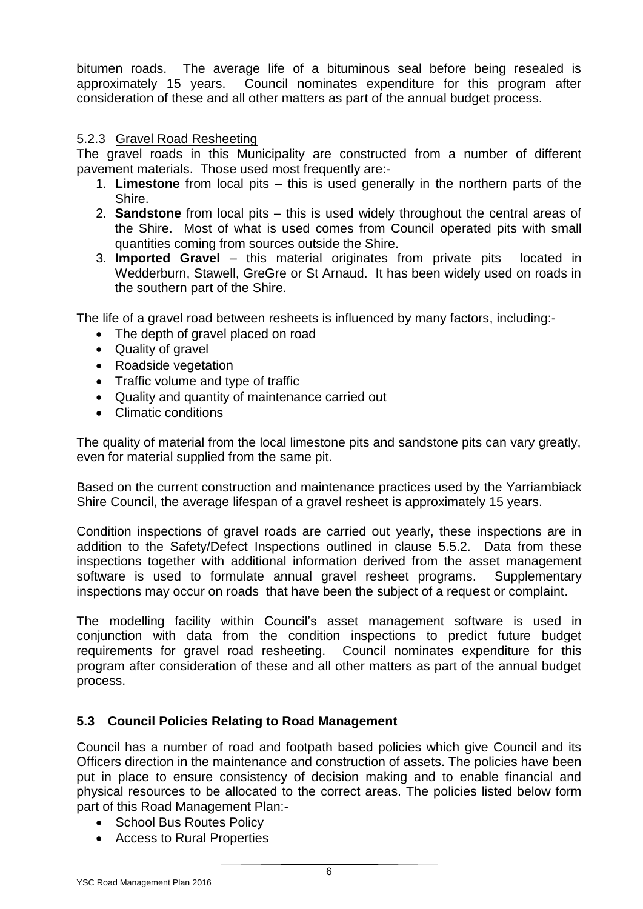bitumen roads. The average life of a bituminous seal before being resealed is approximately 15 years. Council nominates expenditure for this program after consideration of these and all other matters as part of the annual budget process.

### 5.2.3 Gravel Road Resheeting

The gravel roads in this Municipality are constructed from a number of different pavement materials. Those used most frequently are:-

1. **Limestone** from local pits – this is used generally in the northern parts of the Shire.
2. **Sandstone** from local pits – this is used widely throughout the central areas of the Shire. Most of what is used comes from Council operated pits with small quantities coming from sources outside the Shire.
3. **Imported Gravel** – this material originates from private pits located in Wedderburn, Stawell, GreGre or St Arnaud. It has been widely used on roads in the southern part of the Shire.

The life of a gravel road between resheets is influenced by many factors, including:-

- The depth of gravel placed on road
- Quality of gravel
- Roadside vegetation
- Traffic volume and type of traffic
- Quality and quantity of maintenance carried out
- Climatic conditions

The quality of material from the local limestone pits and sandstone pits can vary greatly, even for material supplied from the same pit.

Based on the current construction and maintenance practices used by the Yarriambiack Shire Council, the average lifespan of a gravel resheet is approximately 15 years.

Condition inspections of gravel roads are carried out yearly, these inspections are in addition to the Safety/Defect Inspections outlined in clause 5.5.2. Data from these inspections together with additional information derived from the asset management software is used to formulate annual gravel resheet programs. Supplementary inspections may occur on roads that have been the subject of a request or complaint.

The modelling facility within Council's asset management software is used in conjunction with data from the condition inspections to predict future budget requirements for gravel road resheeting. Council nominates expenditure for this program after consideration of these and all other matters as part of the annual budget process.

## 5.3 Council Policies Relating to Road Management

Council has a number of road and footpath based policies which give Council and its Officers direction in the maintenance and construction of assets. The policies have been put in place to ensure consistency of decision making and to enable financial and physical resources to be allocated to the correct areas. The policies listed below form part of this Road Management Plan:-

- School Bus Routes Policy
- Access to Rural Properties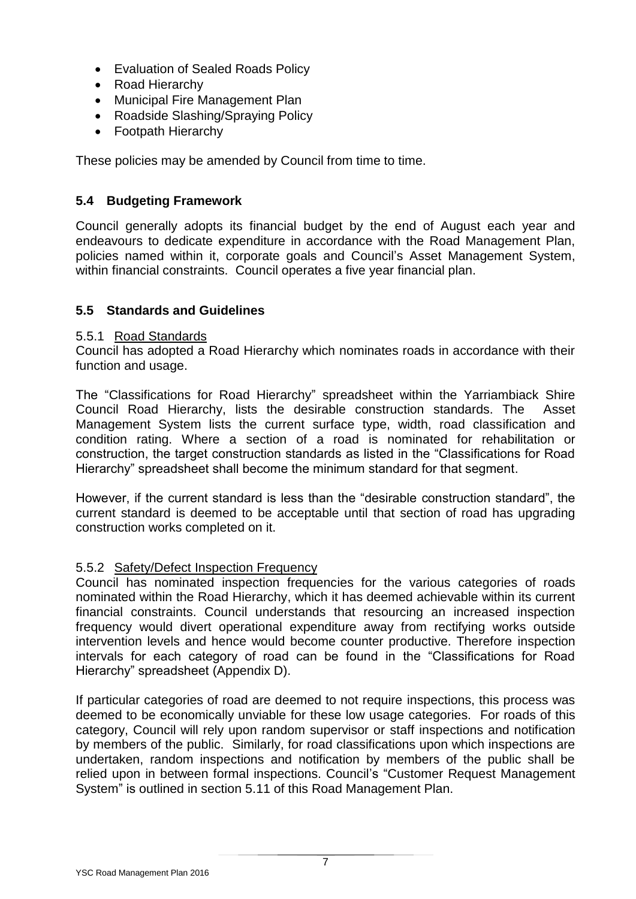- Evaluation of Sealed Roads Policy
- Road Hierarchy
- Municipal Fire Management Plan
- Roadside Slashing/Spraying Policy
- Footpath Hierarchy

These policies may be amended by Council from time to time.

### 5.4 Budgeting Framework

Council generally adopts its financial budget by the end of August each year and endeavours to dedicate expenditure in accordance with the Road Management Plan, policies named within it, corporate goals and Council's Asset Management System, within financial constraints. Council operates a five year financial plan.

### 5.5 Standards and Guidelines

#### 5.5.1 Road Standards

Council has adopted a Road Hierarchy which nominates roads in accordance with their function and usage.

The "Classifications for Road Hierarchy" spreadsheet within the Yarriambiack Shire Council Road Hierarchy, lists the desirable construction standards. The Asset Management System lists the current surface type, width, road classification and condition rating. Where a section of a road is nominated for rehabilitation or construction, the target construction standards as listed in the "Classifications for Road Hierarchy" spreadsheet shall become the minimum standard for that segment.

However, if the current standard is less than the "desirable construction standard", the current standard is deemed to be acceptable until that section of road has upgrading construction works completed on it.

#### 5.5.2 Safety/Defect Inspection Frequency

Council has nominated inspection frequencies for the various categories of roads nominated within the Road Hierarchy, which it has deemed achievable within its current financial constraints. Council understands that resourcing an increased inspection frequency would divert operational expenditure away from rectifying works outside intervention levels and hence would become counter productive. Therefore inspection intervals for each category of road can be found in the "Classifications for Road Hierarchy" spreadsheet (Appendix D).

If particular categories of road are deemed to not require inspections, this process was deemed to be economically unviable for these low usage categories. For roads of this category, Council will rely upon random supervisor or staff inspections and notification by members of the public. Similarly, for road classifications upon which inspections are undertaken, random inspections and notification by members of the public shall be relied upon in between formal inspections. Council's "Customer Request Management System" is outlined in section 5.11 of this Road Management Plan.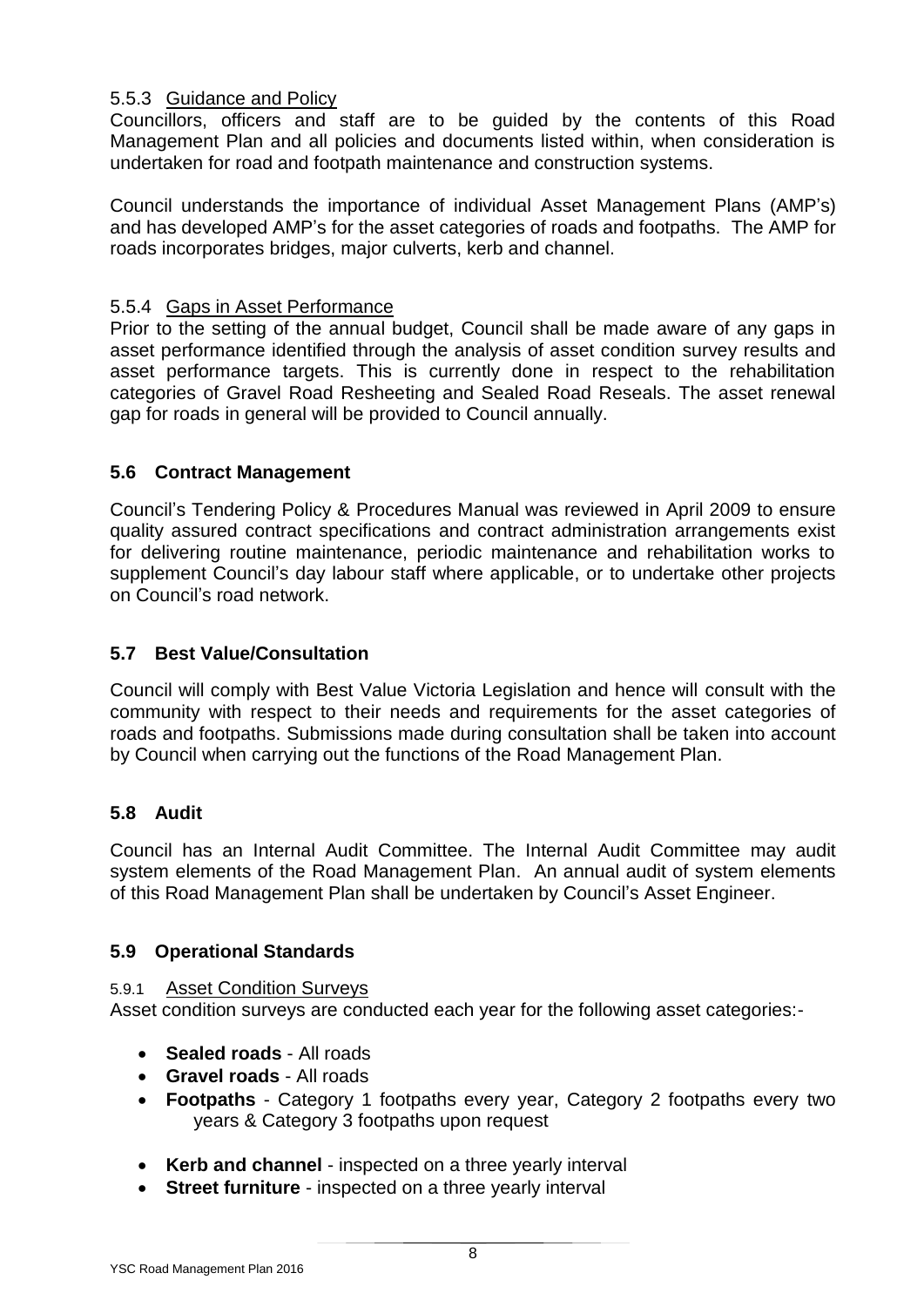#### 5.5.3 Guidance and Policy

Councillors, officers and staff are to be guided by the contents of this Road Management Plan and all policies and documents listed within, when consideration is undertaken for road and footpath maintenance and construction systems.

Council understands the importance of individual Asset Management Plans (AMP's) and has developed AMP's for the asset categories of roads and footpaths. The AMP for roads incorporates bridges, major culverts, kerb and channel.

#### 5.5.4 Gaps in Asset Performance

Prior to the setting of the annual budget, Council shall be made aware of any gaps in asset performance identified through the analysis of asset condition survey results and asset performance targets. This is currently done in respect to the rehabilitation categories of Gravel Road Resheeting and Sealed Road Reseals. The asset renewal gap for roads in general will be provided to Council annually.

### 5.6 Contract Management

Council's Tendering Policy & Procedures Manual was reviewed in April 2009 to ensure quality assured contract specifications and contract administration arrangements exist for delivering routine maintenance, periodic maintenance and rehabilitation works to supplement Council's day labour staff where applicable, or to undertake other projects on Council's road network.

### 5.7 Best Value/Consultation

Council will comply with Best Value Victoria Legislation and hence will consult with the community with respect to their needs and requirements for the asset categories of roads and footpaths. Submissions made during consultation shall be taken into account by Council when carrying out the functions of the Road Management Plan.

### 5.8 Audit

Council has an Internal Audit Committee. The Internal Audit Committee may audit system elements of the Road Management Plan. An annual audit of system elements of this Road Management Plan shall be undertaken by Council's Asset Engineer.

### 5.9 Operational Standards

#### 5.9.1 Asset Condition Surveys

Asset condition surveys are conducted each year for the following asset categories:-

- **Sealed roads** - All roads
- **Gravel roads** - All roads
- **Footpaths** - Category 1 footpaths every year, Category 2 footpaths every two years & Category 3 footpaths upon request
- **Kerb and channel** - inspected on a three yearly interval
- **Street furniture** - inspected on a three yearly interval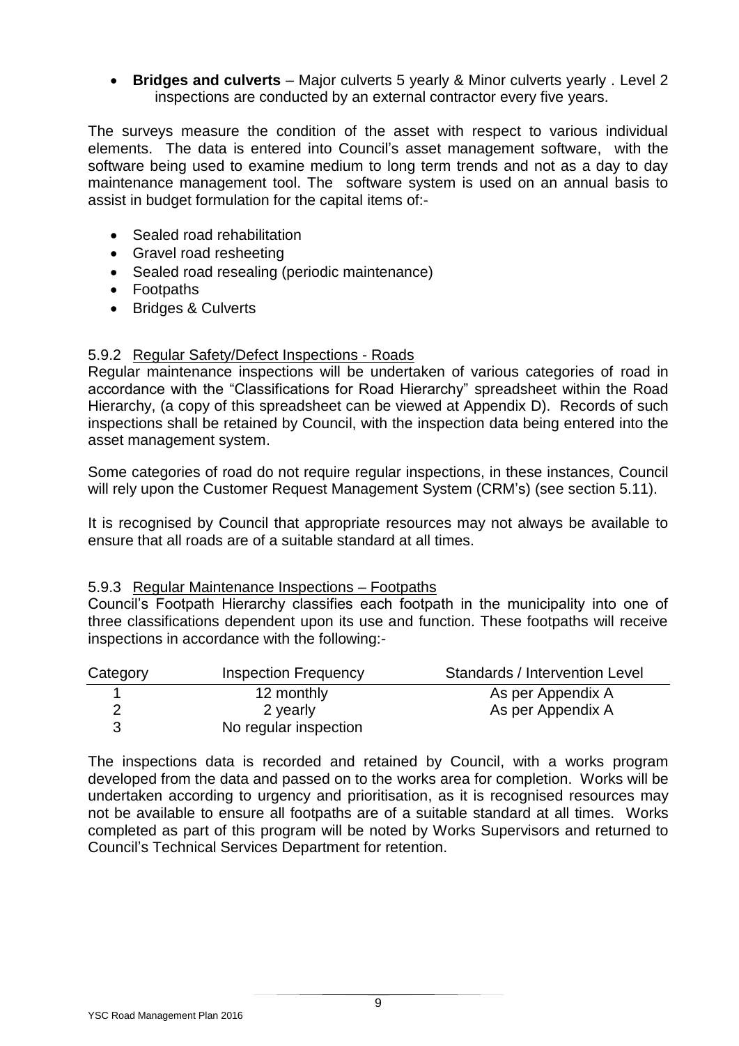- **Bridges and culverts** – Major culverts 5 yearly & Minor culverts yearly . Level 2 inspections are conducted by an external contractor every five years.

The surveys measure the condition of the asset with respect to various individual elements. The data is entered into Council's asset management software, with the software being used to examine medium to long term trends and not as a day to day maintenance management tool. The software system is used on an annual basis to assist in budget formulation for the capital items of:-

- Sealed road rehabilitation
- Gravel road resheeting
- Sealed road resealing (periodic maintenance)
- Footpaths
- Bridges & Culverts

#### 5.9.2 Regular Safety/Defect Inspections - Roads

Regular maintenance inspections will be undertaken of various categories of road in accordance with the "Classifications for Road Hierarchy" spreadsheet within the Road Hierarchy, (a copy of this spreadsheet can be viewed at Appendix D). Records of such inspections shall be retained by Council, with the inspection data being entered into the asset management system.

Some categories of road do not require regular inspections, in these instances, Council will rely upon the Customer Request Management System (CRM's) (see section 5.11).

It is recognised by Council that appropriate resources may not always be available to ensure that all roads are of a suitable standard at all times.

#### 5.9.3 Regular Maintenance Inspections – Footpaths

Council's Footpath Hierarchy classifies each footpath in the municipality into one of three classifications dependent upon its use and function. These footpaths will receive inspections in accordance with the following:-

| Category | Inspection Frequency | Standards / Intervention Level |
|---|---|---|
| 1 | 12 monthly | As per Appendix A |
| 2 | 2 yearly | As per Appendix A |
| 3 | No regular inspection | |

The inspections data is recorded and retained by Council, with a works program developed from the data and passed on to the works area for completion. Works will be undertaken according to urgency and prioritisation, as it is recognised resources may not be available to ensure all footpaths are of a suitable standard at all times. Works completed as part of this program will be noted by Works Supervisors and returned to Council's Technical Services Department for retention.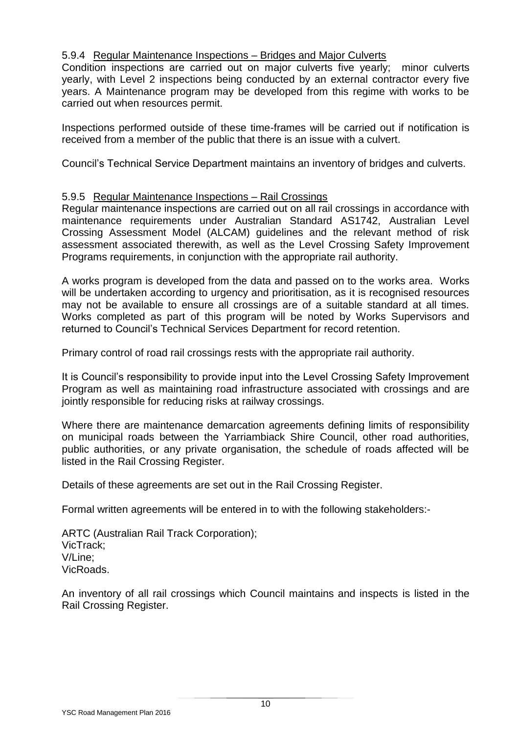#### 5.9.4 Regular Maintenance Inspections – Bridges and Major Culverts

Condition inspections are carried out on major culverts five yearly; minor culverts yearly, with Level 2 inspections being conducted by an external contractor every five years. A Maintenance program may be developed from this regime with works to be carried out when resources permit.

Inspections performed outside of these time-frames will be carried out if notification is received from a member of the public that there is an issue with a culvert.

Council's Technical Service Department maintains an inventory of bridges and culverts.

#### 5.9.5 Regular Maintenance Inspections – Rail Crossings

Regular maintenance inspections are carried out on all rail crossings in accordance with maintenance requirements under Australian Standard AS1742, Australian Level Crossing Assessment Model (ALCAM) guidelines and the relevant method of risk assessment associated therewith, as well as the Level Crossing Safety Improvement Programs requirements, in conjunction with the appropriate rail authority.

A works program is developed from the data and passed on to the works area. Works will be undertaken according to urgency and prioritisation, as it is recognised resources may not be available to ensure all crossings are of a suitable standard at all times. Works completed as part of this program will be noted by Works Supervisors and returned to Council's Technical Services Department for record retention.

Primary control of road rail crossings rests with the appropriate rail authority.

It is Council's responsibility to provide input into the Level Crossing Safety Improvement Program as well as maintaining road infrastructure associated with crossings and are jointly responsible for reducing risks at railway crossings.

Where there are maintenance demarcation agreements defining limits of responsibility on municipal roads between the Yarriambiack Shire Council, other road authorities, public authorities, or any private organisation, the schedule of roads affected will be listed in the Rail Crossing Register.

Details of these agreements are set out in the Rail Crossing Register.

Formal written agreements will be entered in to with the following stakeholders:-

ARTC (Australian Rail Track Corporation);
VicTrack;
V/Line;
VicRoads.

An inventory of all rail crossings which Council maintains and inspects is listed in the Rail Crossing Register.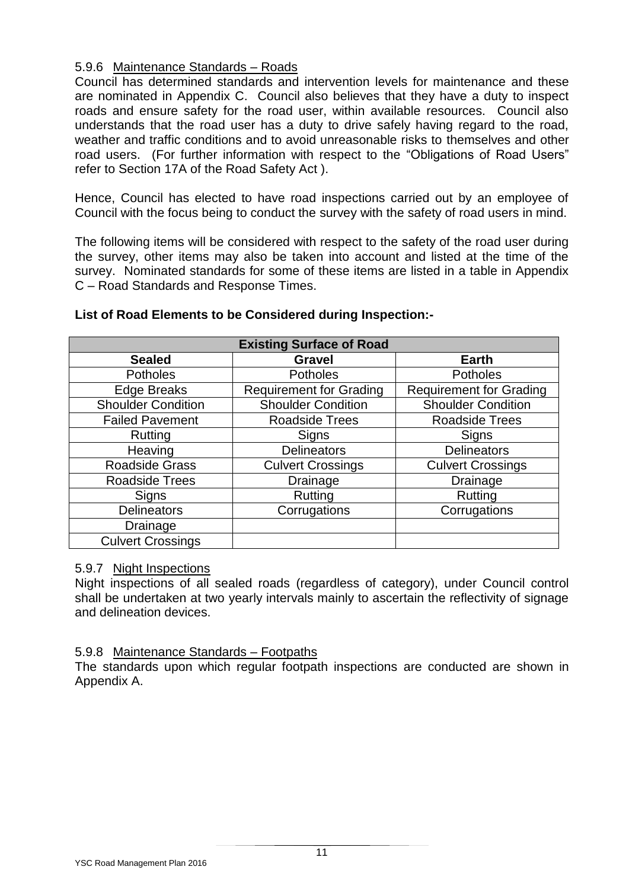### 5.9.6 Maintenance Standards – Roads

Council has determined standards and intervention levels for maintenance and these are nominated in Appendix C. Council also believes that they have a duty to inspect roads and ensure safety for the road user, within available resources. Council also understands that the road user has a duty to drive safely having regard to the road, weather and traffic conditions and to avoid unreasonable risks to themselves and other road users. (For further information with respect to the "Obligations of Road Users" refer to Section 17A of the Road Safety Act ).

Hence, Council has elected to have road inspections carried out by an employee of Council with the focus being to conduct the survey with the safety of road users in mind.

The following items will be considered with respect to the safety of the road user during the survey, other items may also be taken into account and listed at the time of the survey. Nominated standards for some of these items are listed in a table in Appendix C – Road Standards and Response Times.

**List of Road Elements to be Considered during Inspection:-**

| Existing Surface of Road | | |
|---|---|---|
| **Sealed** | **Gravel** | **Earth** |
| Potholes | Potholes | Potholes |
| Edge Breaks | Requirement for Grading | Requirement for Grading |
| Shoulder Condition | Shoulder Condition | Shoulder Condition |
| Failed Pavement | Roadside Trees | Roadside Trees |
| Rutting | Signs | Signs |
| Heaving | Delineators | Delineators |
| Roadside Grass | Culvert Crossings | Culvert Crossings |
| Roadside Trees | Drainage | Drainage |
| Signs | Rutting | Rutting |
| Delineators | Corrugations | Corrugations |
| Drainage | | |
| Culvert Crossings | | |

### 5.9.7 Night Inspections

Night inspections of all sealed roads (regardless of category), under Council control shall be undertaken at two yearly intervals mainly to ascertain the reflectivity of signage and delineation devices.

### 5.9.8 Maintenance Standards – Footpaths

The standards upon which regular footpath inspections are conducted are shown in Appendix A.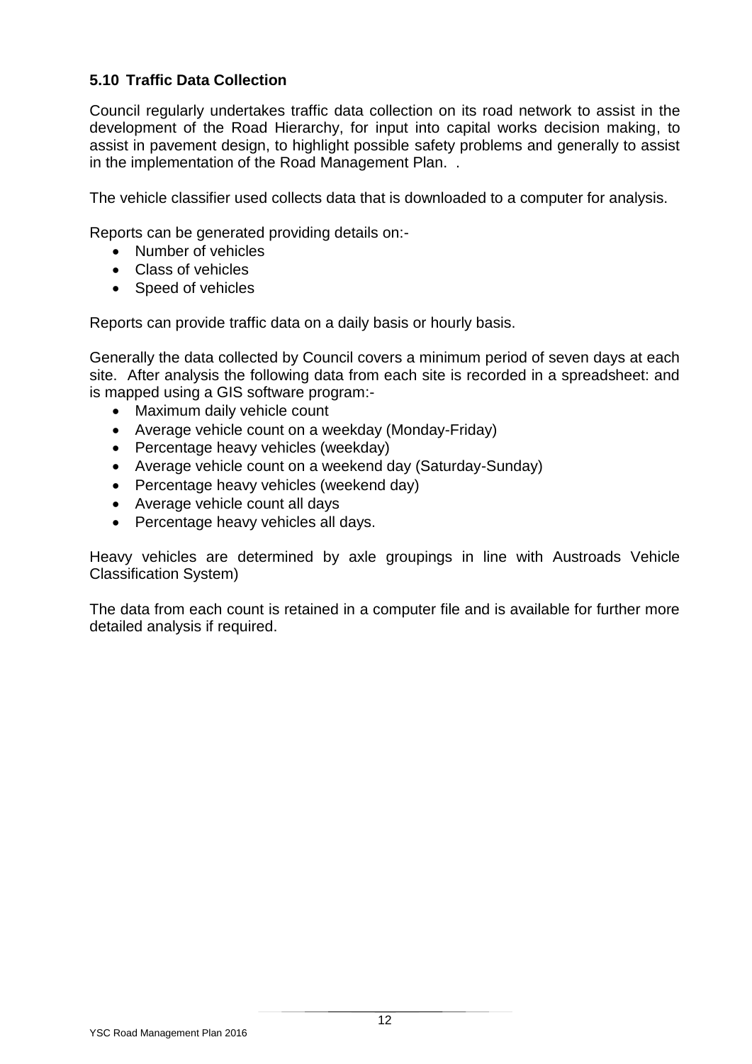### 5.10 Traffic Data Collection

Council regularly undertakes traffic data collection on its road network to assist in the development of the Road Hierarchy, for input into capital works decision making, to assist in pavement design, to highlight possible safety problems and generally to assist in the implementation of the Road Management Plan.  .

The vehicle classifier used collects data that is downloaded to a computer for analysis.

Reports can be generated providing details on:-

- Number of vehicles
- Class of vehicles
- Speed of vehicles

Reports can provide traffic data on a daily basis or hourly basis.

Generally the data collected by Council covers a minimum period of seven days at each site.  After analysis the following data from each site is recorded in a spreadsheet: and is mapped using a GIS software program:-

- Maximum daily vehicle count
- Average vehicle count on a weekday (Monday-Friday)
- Percentage heavy vehicles (weekday)
- Average vehicle count on a weekend day (Saturday-Sunday)
- Percentage heavy vehicles (weekend day)
- Average vehicle count all days
- Percentage heavy vehicles all days.

Heavy vehicles are determined by axle groupings in line with Austroads Vehicle Classification System)

The data from each count is retained in a computer file and is available for further more detailed analysis if required.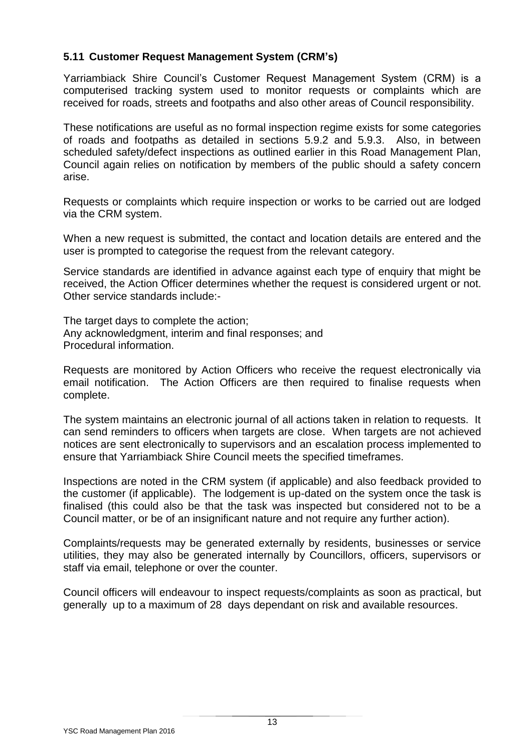### 5.11 Customer Request Management System (CRM's)

Yarriambiack Shire Council's Customer Request Management System (CRM) is a computerised tracking system used to monitor requests or complaints which are received for roads, streets and footpaths and also other areas of Council responsibility.

These notifications are useful as no formal inspection regime exists for some categories of roads and footpaths as detailed in sections 5.9.2 and 5.9.3. Also, in between scheduled safety/defect inspections as outlined earlier in this Road Management Plan, Council again relies on notification by members of the public should a safety concern arise.

Requests or complaints which require inspection or works to be carried out are lodged via the CRM system.

When a new request is submitted, the contact and location details are entered and the user is prompted to categorise the request from the relevant category.

Service standards are identified in advance against each type of enquiry that might be received, the Action Officer determines whether the request is considered urgent or not. Other service standards include:-

The target days to complete the action;
Any acknowledgment, interim and final responses; and
Procedural information.

Requests are monitored by Action Officers who receive the request electronically via email notification. The Action Officers are then required to finalise requests when complete.

The system maintains an electronic journal of all actions taken in relation to requests. It can send reminders to officers when targets are close. When targets are not achieved notices are sent electronically to supervisors and an escalation process implemented to ensure that Yarriambiack Shire Council meets the specified timeframes.

Inspections are noted in the CRM system (if applicable) and also feedback provided to the customer (if applicable). The lodgement is up-dated on the system once the task is finalised (this could also be that the task was inspected but considered not to be a Council matter, or be of an insignificant nature and not require any further action).

Complaints/requests may be generated externally by residents, businesses or service utilities, they may also be generated internally by Councillors, officers, supervisors or staff via email, telephone or over the counter.

Council officers will endeavour to inspect requests/complaints as soon as practical, but generally up to a maximum of 28 days dependant on risk and available resources.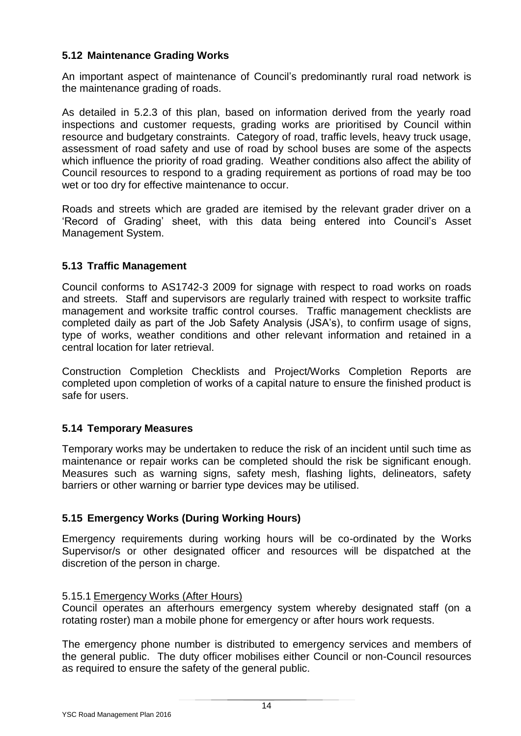## 5.12 Maintenance Grading Works

An important aspect of maintenance of Council's predominantly rural road network is the maintenance grading of roads.

As detailed in 5.2.3 of this plan, based on information derived from the yearly road inspections and customer requests, grading works are prioritised by Council within resource and budgetary constraints. Category of road, traffic levels, heavy truck usage, assessment of road safety and use of road by school buses are some of the aspects which influence the priority of road grading. Weather conditions also affect the ability of Council resources to respond to a grading requirement as portions of road may be too wet or too dry for effective maintenance to occur.

Roads and streets which are graded are itemised by the relevant grader driver on a 'Record of Grading' sheet, with this data being entered into Council's Asset Management System.

## 5.13 Traffic Management

Council conforms to AS1742-3 2009 for signage with respect to road works on roads and streets. Staff and supervisors are regularly trained with respect to worksite traffic management and worksite traffic control courses. Traffic management checklists are completed daily as part of the Job Safety Analysis (JSA's), to confirm usage of signs, type of works, weather conditions and other relevant information and retained in a central location for later retrieval.

Construction Completion Checklists and Project/Works Completion Reports are completed upon completion of works of a capital nature to ensure the finished product is safe for users.

## 5.14 Temporary Measures

Temporary works may be undertaken to reduce the risk of an incident until such time as maintenance or repair works can be completed should the risk be significant enough. Measures such as warning signs, safety mesh, flashing lights, delineators, safety barriers or other warning or barrier type devices may be utilised.

## 5.15 Emergency Works (During Working Hours)

Emergency requirements during working hours will be co-ordinated by the Works Supervisor/s or other designated officer and resources will be dispatched at the discretion of the person in charge.

5.15.1 Emergency Works (After Hours)

Council operates an afterhours emergency system whereby designated staff (on a rotating roster) man a mobile phone for emergency or after hours work requests.

The emergency phone number is distributed to emergency services and members of the general public. The duty officer mobilises either Council or non-Council resources as required to ensure the safety of the general public.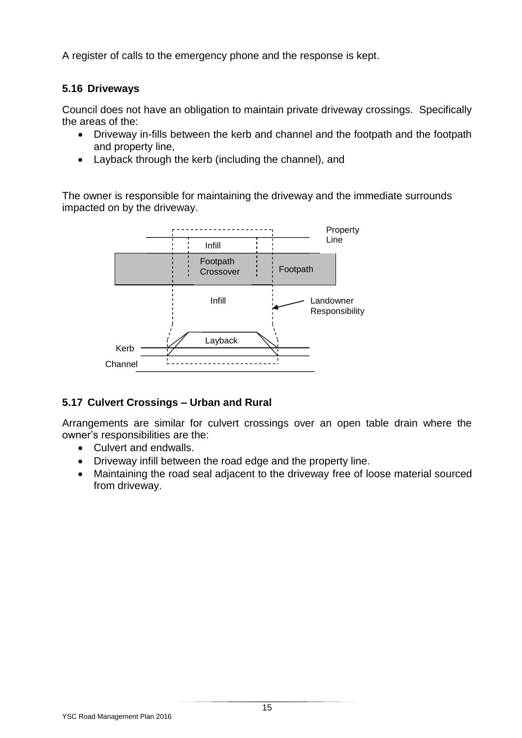A register of calls to the emergency phone and the response is kept.

### 5.16 Driveways

Council does not have an obligation to maintain private driveway crossings. Specifically the areas of the:

- Driveway in-fills between the kerb and channel and the footpath and the footpath and property line,
- Layback through the kerb (including the channel), and

The owner is responsible for maintaining the driveway and the immediate surrounds impacted on by the driveway.

Property Line

Infill

Footpath Crossover

Footpath

Infill

Landowner Responsibility

Layback

Kerb

Channel

### 5.17 Culvert Crossings – Urban and Rural

Arrangements are similar for culvert crossings over an open table drain where the owner's responsibilities are the:

- Culvert and endwalls.
- Driveway infill between the road edge and the property line.
- Maintaining the road seal adjacent to the driveway free of loose material sourced from driveway.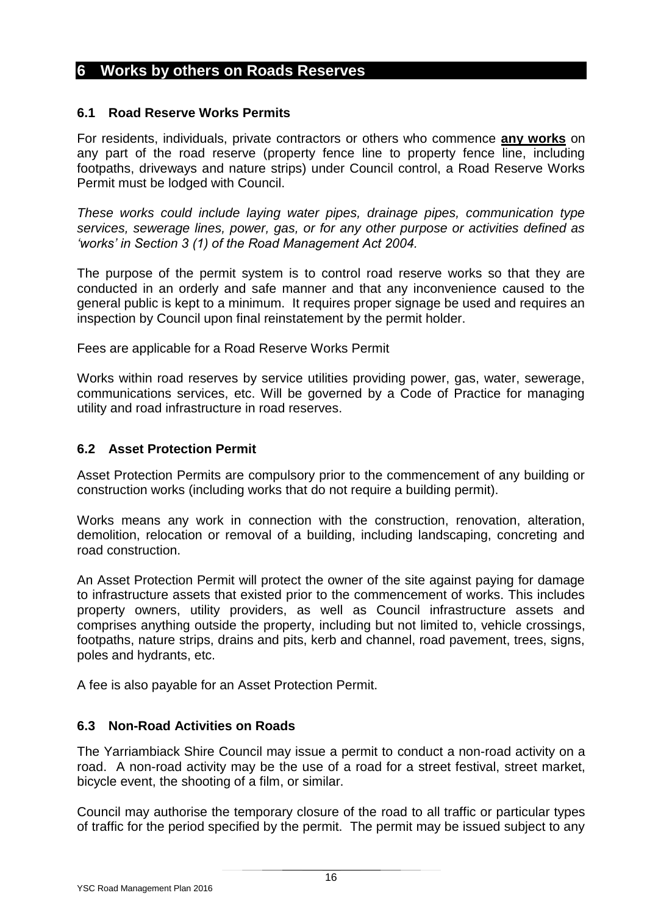# 6 Works by others on Roads Reserves

## 6.1 Road Reserve Works Permits

For residents, individuals, private contractors or others who commence **any works** on any part of the road reserve (property fence line to property fence line, including footpaths, driveways and nature strips) under Council control, a Road Reserve Works Permit must be lodged with Council.

*These works could include laying water pipes, drainage pipes, communication type services, sewerage lines, power, gas, or for any other purpose or activities defined as 'works' in Section 3 (1) of the Road Management Act 2004.*

The purpose of the permit system is to control road reserve works so that they are conducted in an orderly and safe manner and that any inconvenience caused to the general public is kept to a minimum. It requires proper signage be used and requires an inspection by Council upon final reinstatement by the permit holder.

Fees are applicable for a Road Reserve Works Permit

Works within road reserves by service utilities providing power, gas, water, sewerage, communications services, etc. Will be governed by a Code of Practice for managing utility and road infrastructure in road reserves.

## 6.2 Asset Protection Permit

Asset Protection Permits are compulsory prior to the commencement of any building or construction works (including works that do not require a building permit).

Works means any work in connection with the construction, renovation, alteration, demolition, relocation or removal of a building, including landscaping, concreting and road construction.

An Asset Protection Permit will protect the owner of the site against paying for damage to infrastructure assets that existed prior to the commencement of works. This includes property owners, utility providers, as well as Council infrastructure assets and comprises anything outside the property, including but not limited to, vehicle crossings, footpaths, nature strips, drains and pits, kerb and channel, road pavement, trees, signs, poles and hydrants, etc.

A fee is also payable for an Asset Protection Permit.

## 6.3 Non-Road Activities on Roads

The Yarriambiack Shire Council may issue a permit to conduct a non-road activity on a road. A non-road activity may be the use of a road for a street festival, street market, bicycle event, the shooting of a film, or similar.

Council may authorise the temporary closure of the road to all traffic or particular types of traffic for the period specified by the permit. The permit may be issued subject to any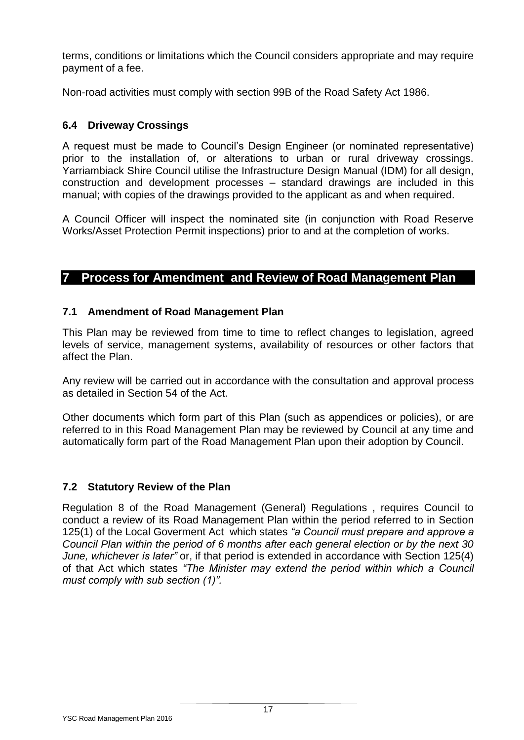terms, conditions or limitations which the Council considers appropriate and may require payment of a fee.

Non-road activities must comply with section 99B of the Road Safety Act 1986.

### 6.4 Driveway Crossings

A request must be made to Council's Design Engineer (or nominated representative) prior to the installation of, or alterations to urban or rural driveway crossings. Yarriambiack Shire Council utilise the Infrastructure Design Manual (IDM) for all design, construction and development processes – standard drawings are included in this manual; with copies of the drawings provided to the applicant as and when required.

A Council Officer will inspect the nominated site (in conjunction with Road Reserve Works/Asset Protection Permit inspections) prior to and at the completion of works.

## 7 Process for Amendment and Review of Road Management Plan

### 7.1 Amendment of Road Management Plan

This Plan may be reviewed from time to time to reflect changes to legislation, agreed levels of service, management systems, availability of resources or other factors that affect the Plan.

Any review will be carried out in accordance with the consultation and approval process as detailed in Section 54 of the Act.

Other documents which form part of this Plan (such as appendices or policies), or are referred to in this Road Management Plan may be reviewed by Council at any time and automatically form part of the Road Management Plan upon their adoption by Council.

### 7.2 Statutory Review of the Plan

Regulation 8 of the Road Management (General) Regulations , requires Council to conduct a review of its Road Management Plan within the period referred to in Section 125(1) of the Local Goverment Act which states *"a Council must prepare and approve a Council Plan within the period of 6 months after each general election or by the next 30 June, whichever is later"* or, if that period is extended in accordance with Section 125(4) of that Act which states *"The Minister may extend the period within which a Council must comply with sub section (1)".*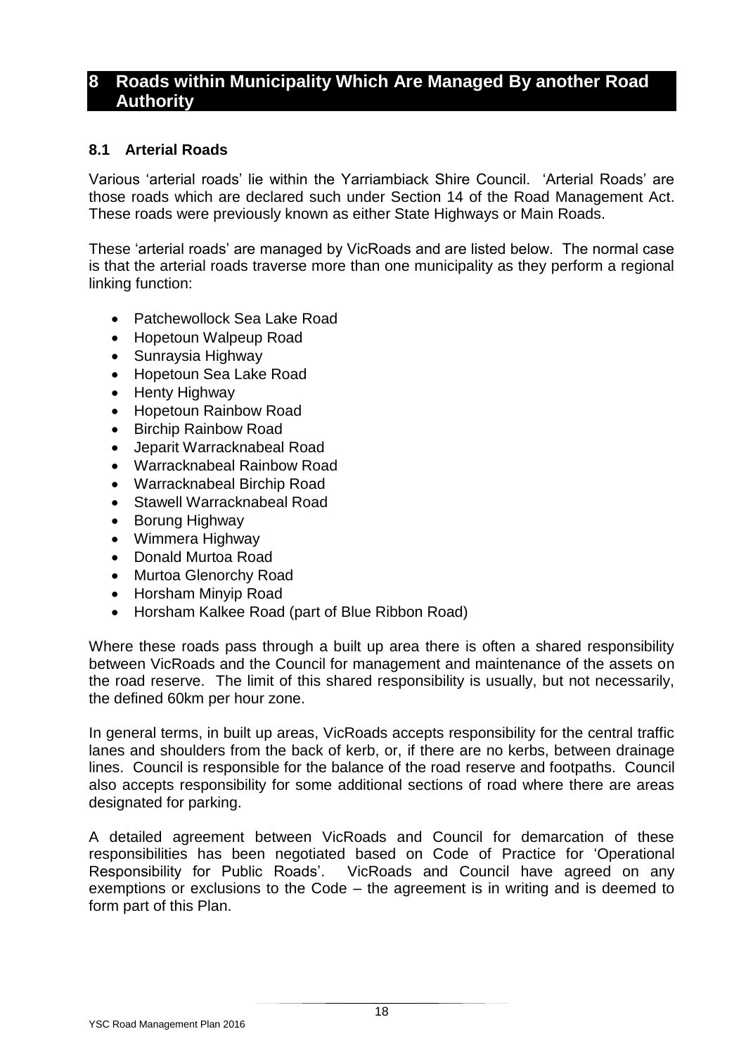# 8 Roads within Municipality Which Are Managed By another Road Authority

## 8.1 Arterial Roads

Various 'arterial roads' lie within the Yarriambiack Shire Council. 'Arterial Roads' are those roads which are declared such under Section 14 of the Road Management Act. These roads were previously known as either State Highways or Main Roads.

These 'arterial roads' are managed by VicRoads and are listed below. The normal case is that the arterial roads traverse more than one municipality as they perform a regional linking function:

- Patchewollock Sea Lake Road
- Hopetoun Walpeup Road
- Sunraysia Highway
- Hopetoun Sea Lake Road
- Henty Highway
- Hopetoun Rainbow Road
- Birchip Rainbow Road
- Jeparit Warracknabeal Road
- Warracknabeal Rainbow Road
- Warracknabeal Birchip Road
- Stawell Warracknabeal Road
- Borung Highway
- Wimmera Highway
- Donald Murtoa Road
- Murtoa Glenorchy Road
- Horsham Minyip Road
- Horsham Kalkee Road (part of Blue Ribbon Road)

Where these roads pass through a built up area there is often a shared responsibility between VicRoads and the Council for management and maintenance of the assets on the road reserve. The limit of this shared responsibility is usually, but not necessarily, the defined 60km per hour zone.

In general terms, in built up areas, VicRoads accepts responsibility for the central traffic lanes and shoulders from the back of kerb, or, if there are no kerbs, between drainage lines. Council is responsible for the balance of the road reserve and footpaths. Council also accepts responsibility for some additional sections of road where there are areas designated for parking.

A detailed agreement between VicRoads and Council for demarcation of these responsibilities has been negotiated based on Code of Practice for 'Operational Responsibility for Public Roads'. VicRoads and Council have agreed on any exemptions or exclusions to the Code – the agreement is in writing and is deemed to form part of this Plan.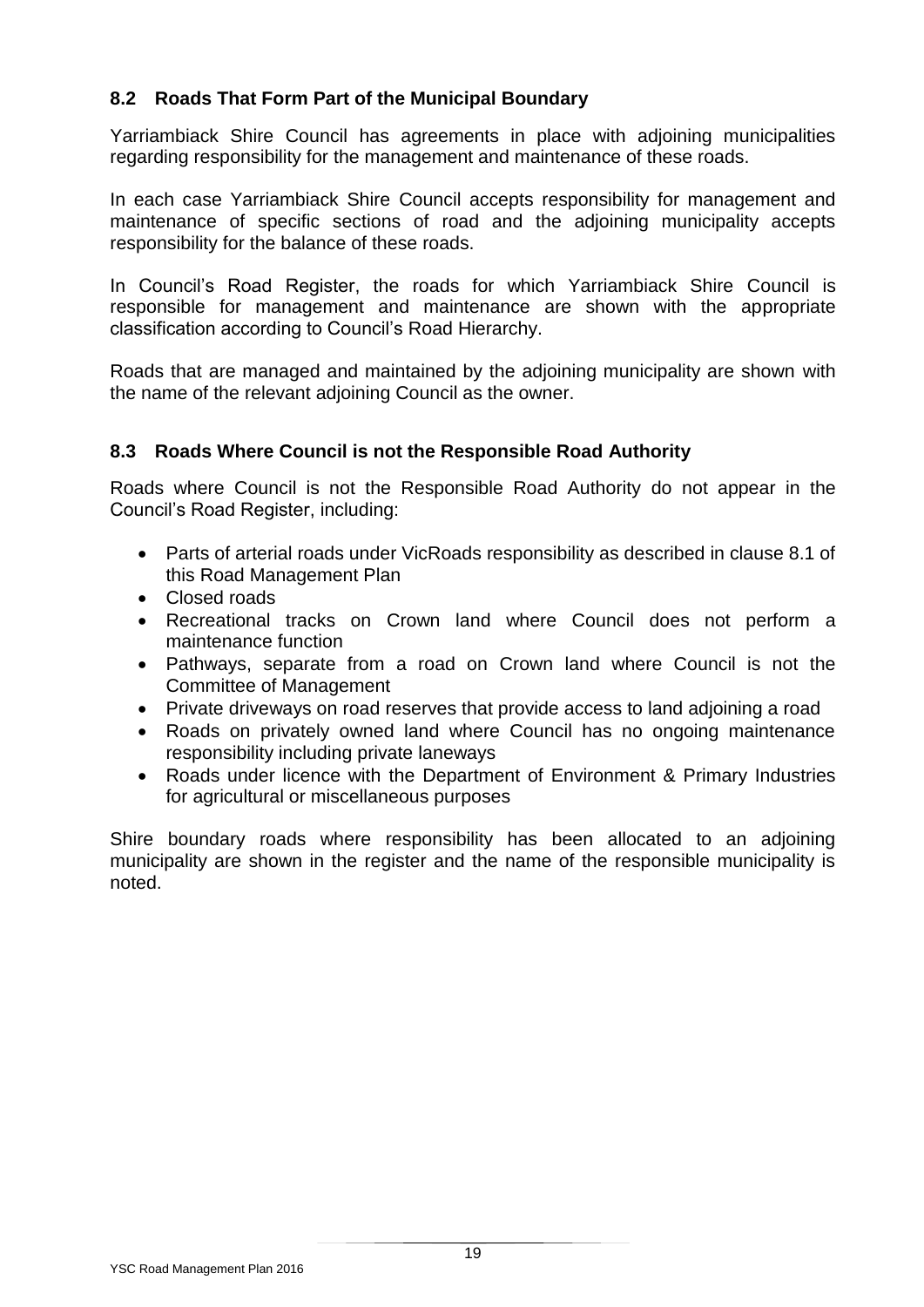### 8.2 Roads That Form Part of the Municipal Boundary

Yarriambiack Shire Council has agreements in place with adjoining municipalities regarding responsibility for the management and maintenance of these roads.

In each case Yarriambiack Shire Council accepts responsibility for management and maintenance of specific sections of road and the adjoining municipality accepts responsibility for the balance of these roads.

In Council's Road Register, the roads for which Yarriambiack Shire Council is responsible for management and maintenance are shown with the appropriate classification according to Council's Road Hierarchy.

Roads that are managed and maintained by the adjoining municipality are shown with the name of the relevant adjoining Council as the owner.

### 8.3 Roads Where Council is not the Responsible Road Authority

Roads where Council is not the Responsible Road Authority do not appear in the Council's Road Register, including:

- Parts of arterial roads under VicRoads responsibility as described in clause 8.1 of this Road Management Plan
- Closed roads
- Recreational tracks on Crown land where Council does not perform a maintenance function
- Pathways, separate from a road on Crown land where Council is not the Committee of Management
- Private driveways on road reserves that provide access to land adjoining a road
- Roads on privately owned land where Council has no ongoing maintenance responsibility including private laneways
- Roads under licence with the Department of Environment & Primary Industries for agricultural or miscellaneous purposes

Shire boundary roads where responsibility has been allocated to an adjoining municipality are shown in the register and the name of the responsible municipality is noted.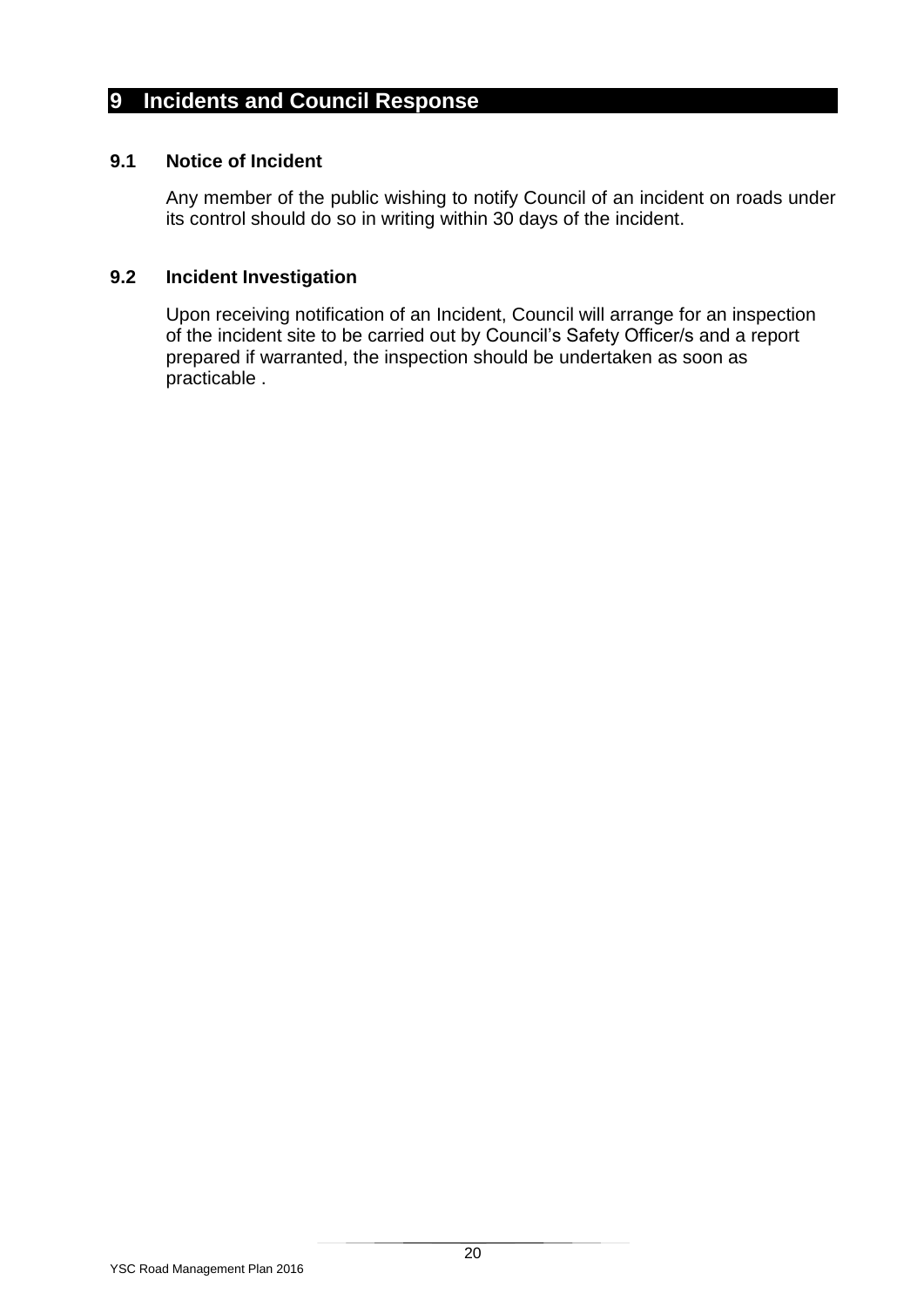# 9 Incidents and Council Response

## 9.1 Notice of Incident

Any member of the public wishing to notify Council of an incident on roads under its control should do so in writing within 30 days of the incident.

## 9.2 Incident Investigation

Upon receiving notification of an Incident, Council will arrange for an inspection of the incident site to be carried out by Council's Safety Officer/s and a report prepared if warranted, the inspection should be undertaken as soon as practicable .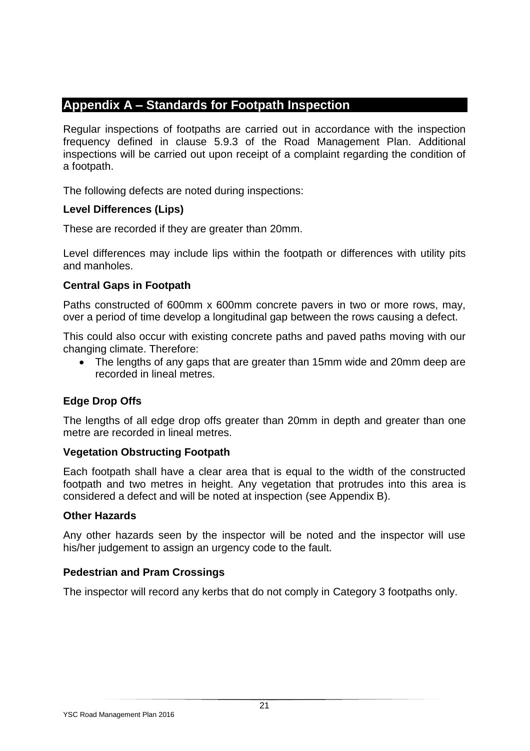## Appendix A – Standards for Footpath Inspection

Regular inspections of footpaths are carried out in accordance with the inspection frequency defined in clause 5.9.3 of the Road Management Plan. Additional inspections will be carried out upon receipt of a complaint regarding the condition of a footpath.

The following defects are noted during inspections:

**Level Differences (Lips)**

These are recorded if they are greater than 20mm.

Level differences may include lips within the footpath or differences with utility pits and manholes.

**Central Gaps in Footpath**

Paths constructed of 600mm x 600mm concrete pavers in two or more rows, may, over a period of time develop a longitudinal gap between the rows causing a defect.

This could also occur with existing concrete paths and paved paths moving with our changing climate. Therefore:

- The lengths of any gaps that are greater than 15mm wide and 20mm deep are recorded in lineal metres.

**Edge Drop Offs**

The lengths of all edge drop offs greater than 20mm in depth and greater than one metre are recorded in lineal metres.

**Vegetation Obstructing Footpath**

Each footpath shall have a clear area that is equal to the width of the constructed footpath and two metres in height. Any vegetation that protrudes into this area is considered a defect and will be noted at inspection (see Appendix B).

**Other Hazards**

Any other hazards seen by the inspector will be noted and the inspector will use his/her judgement to assign an urgency code to the fault.

**Pedestrian and Pram Crossings**

The inspector will record any kerbs that do not comply in Category 3 footpaths only.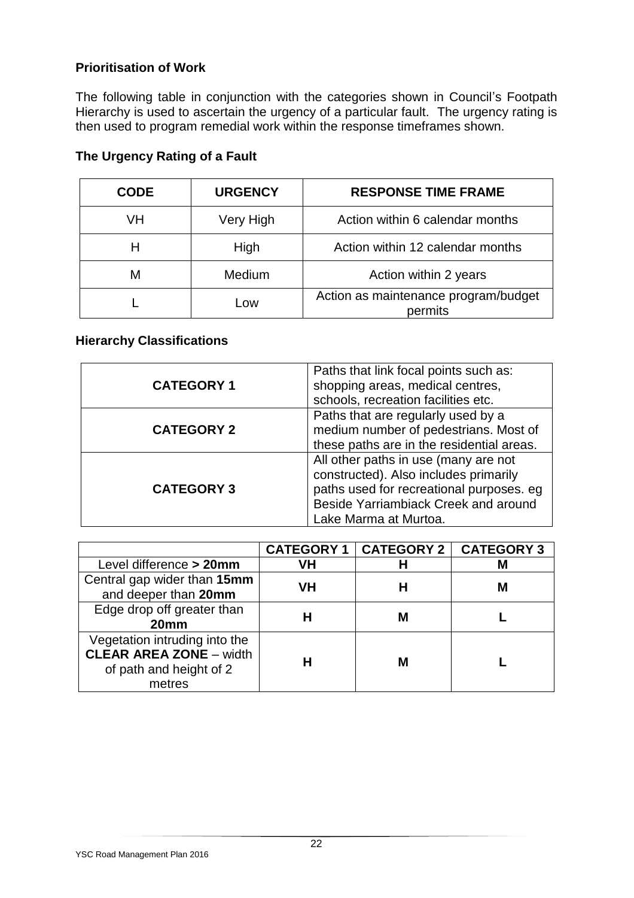### Prioritisation of Work

The following table in conjunction with the categories shown in Council's Footpath Hierarchy is used to ascertain the urgency of a particular fault. The urgency rating is then used to program remedial work within the response timeframes shown.

### The Urgency Rating of a Fault

| CODE | URGENCY | RESPONSE TIME FRAME |
|---|---|---|
| VH | Very High | Action within 6 calendar months |
| H | High | Action within 12 calendar months |
| M | Medium | Action within 2 years |
| L | Low | Action as maintenance program/budget permits |

### Hierarchy Classifications

| | |
|---|---|
| **CATEGORY 1** | Paths that link focal points such as: shopping areas, medical centres, schools, recreation facilities etc. |
| **CATEGORY 2** | Paths that are regularly used by a medium number of pedestrians. Most of these paths are in the residential areas. |
| **CATEGORY 3** | All other paths in use (many are not constructed). Also includes primarily paths used for recreational purposes. eg Beside Yarriambiack Creek and around Lake Marma at Murtoa. |

| | CATEGORY 1 | CATEGORY 2 | CATEGORY 3 |
|---|---|---|---|
| Level difference **> 20mm** | **VH** | **H** | **M** |
| Central gap wider than **15mm** and deeper than **20mm** | **VH** | **H** | **M** |
| Edge drop off greater than **20mm** | **H** | **M** | **L** |
| Vegetation intruding into the **CLEAR AREA ZONE** – width of path and height of 2 metres | **H** | **M** | **L** |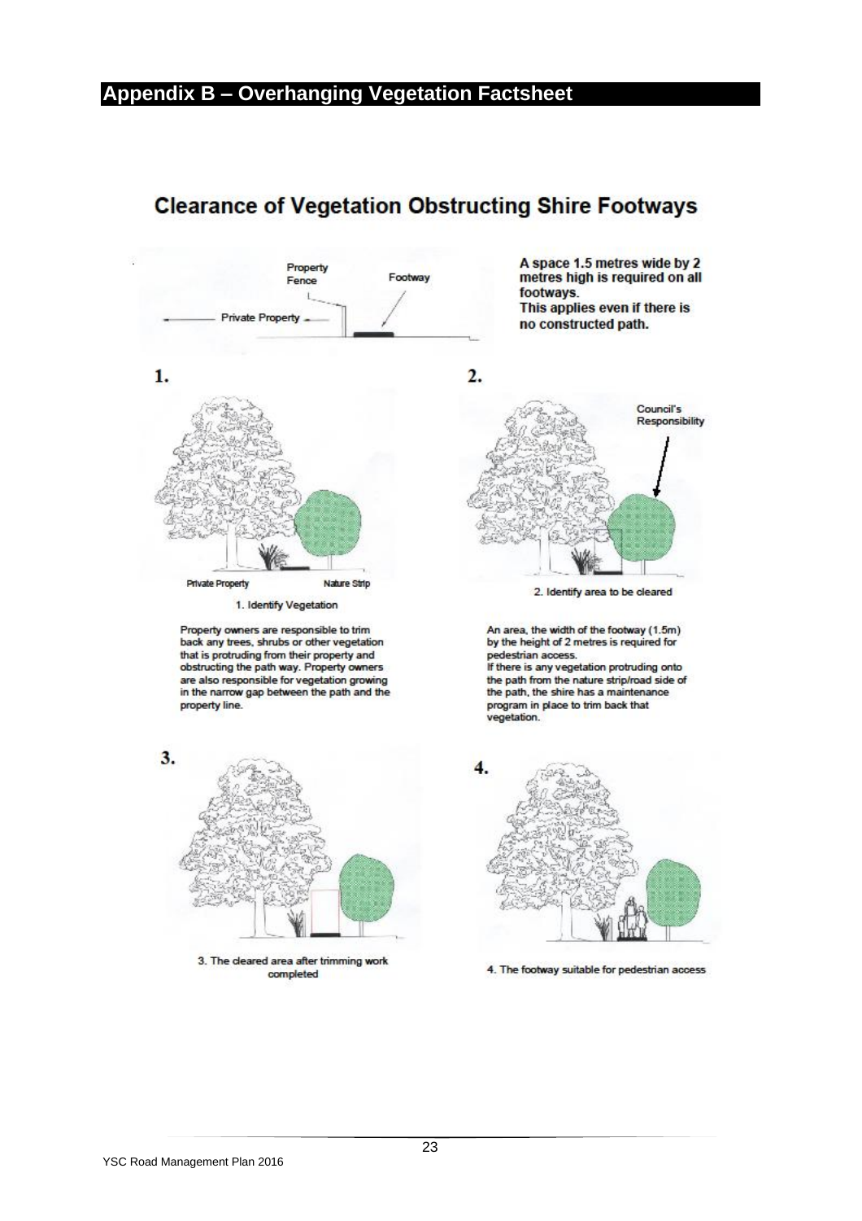# Appendix B – Overhanging Vegetation Factsheet

## Clearance of Vegetation Obstructing Shire Footways

Property Fence

Footway

Private Property

**A space 1.5 metres wide by 2 metres high is required on all footways. This applies even if there is no constructed path.**

1.

Private Property

Nature Strip

1. Identify Vegetation

Property owners are responsible to trim back any trees, shrubs or other vegetation that is protruding from their property and obstructing the path way. Property owners are also responsible for vegetation growing in the narrow gap between the path and the property line.

2.

Council's Responsibility

2. Identify area to be cleared

An area, the width of the footway (1.5m) by the height of 2 metres is required for pedestrian access.
If there is any vegetation protruding onto the path from the nature strip/road side of the path, the shire has a maintenance program in place to trim back that vegetation.

3.

3. The cleared area after trimming work completed

4.

4. The footway suitable for pedestrian access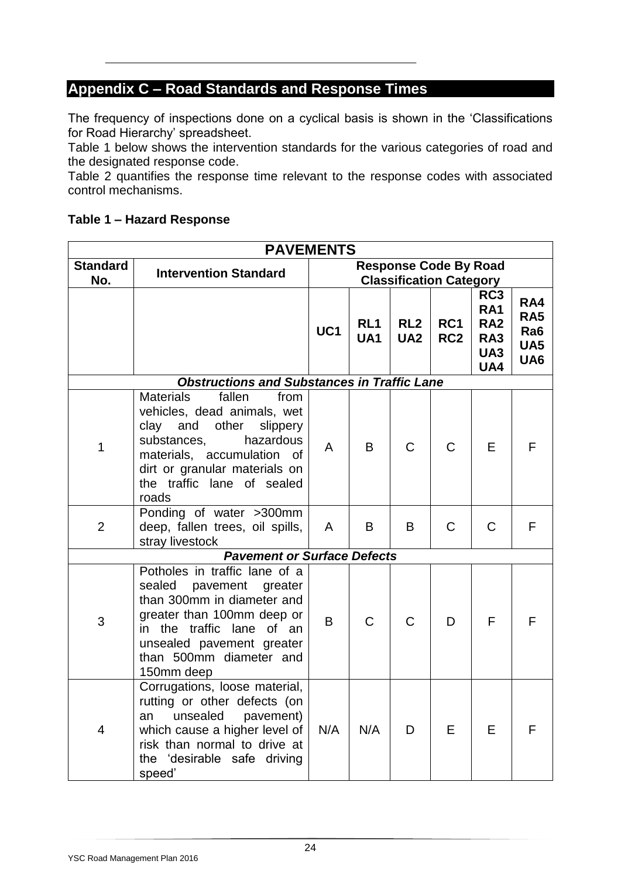## Appendix C – Road Standards and Response Times

The frequency of inspections done on a cyclical basis is shown in the 'Classifications for Road Hierarchy' spreadsheet.
Table 1 below shows the intervention standards for the various categories of road and the designated response code.
Table 2 quantifies the response time relevant to the response codes with associated control mechanisms.

**Table 1 – Hazard Response**

| **PAVEMENTS** | | | | | | | |
|---|---|---|---|---|---|---|---|
| **Standard No.** | **Intervention Standard** | **Response Code By Road Classification Category** | | | | | |
| | | **UC1** | **RL1 UA1** | **RL2 UA2** | **RC1 RC2** | **RC3 RA1 RA2 RA3 UA3 UA4** | **RA4 RA5 Ra6 UA5 UA6** |
| ***Obstructions and Substances in Traffic Lane*** | | | | | | | |
| 1 | Materials fallen from vehicles, dead animals, wet clay and other slippery substances, hazardous materials, accumulation of dirt or granular materials on the traffic lane of sealed roads | A | B | C | C | E | F |
| 2 | Ponding of water >300mm deep, fallen trees, oil spills, stray livestock | A | B | B | C | C | F |
| ***Pavement or Surface Defects*** | | | | | | | |
| 3 | Potholes in traffic lane of a sealed pavement greater than 300mm in diameter and greater than 100mm deep or in the traffic lane of an unsealed pavement greater than 500mm diameter and 150mm deep | B | C | C | D | F | F |
| 4 | Corrugations, loose material, rutting or other defects (on an unsealed pavement) which cause a higher level of risk than normal to drive at the 'desirable safe driving speed' | N/A | N/A | D | E | E | F |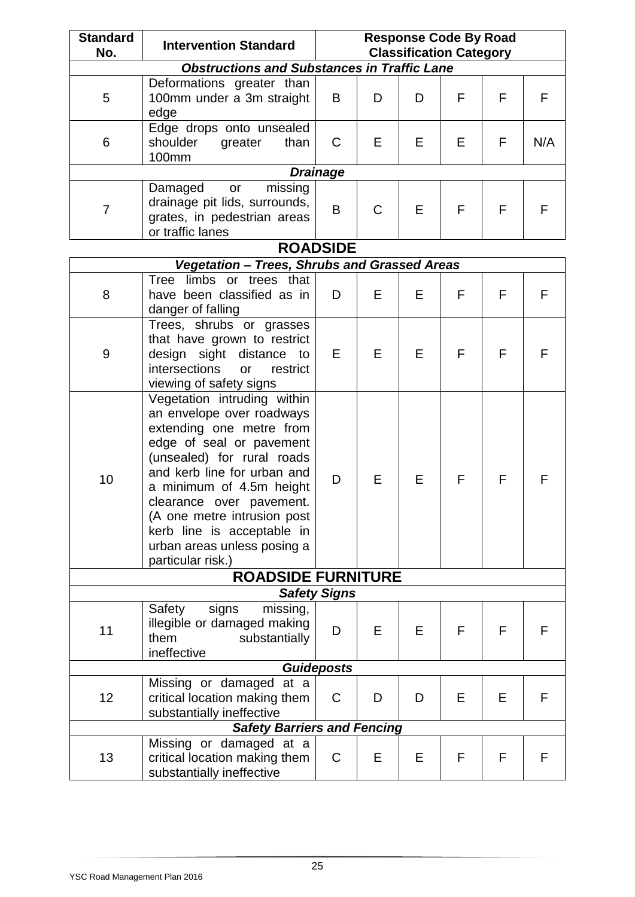| Standard No. | Intervention Standard | Response Code By Road Classification Category | | | | | |
|---|---|---|---|---|---|---|---|
| ***Obstructions and Substances in Traffic Lane*** | | | | | | | |
| 5 | Deformations greater than 100mm under a 3m straight edge | B | D | D | F | F | F |
| 6 | Edge drops onto unsealed shoulder greater than 100mm | C | E | E | E | F | N/A |
| ***Drainage*** | | | | | | | |
| 7 | Damaged or missing drainage pit lids, surrounds, grates, in pedestrian areas or traffic lanes | B | C | E | F | F | F |

**ROADSIDE**

| | | | | | | | |
|---|---|---|---|---|---|---|---|
| ***Vegetation – Trees, Shrubs and Grassed Areas*** | | | | | | | |
| 8 | Tree limbs or trees that have been classified as in danger of falling | D | E | E | F | F | F |
| 9 | Trees, shrubs or grasses that have grown to restrict design sight distance to intersections or restrict viewing of safety signs | E | E | E | F | F | F |
| 10 | Vegetation intruding within an envelope over roadways extending one metre from edge of seal or pavement (unsealed) for rural roads and kerb line for urban and a minimum of 4.5m height clearance over pavement. (A one metre intrusion post kerb line is acceptable in urban areas unless posing a particular risk.) | D | E | E | F | F | F |
| **ROADSIDE FURNITURE** | | | | | | | |
| ***Safety Signs*** | | | | | | | |
| 11 | Safety signs missing, illegible or damaged making them substantially ineffective | D | E | E | F | F | F |
| ***Guideposts*** | | | | | | | |
| 12 | Missing or damaged at a critical location making them substantially ineffective | C | D | D | E | E | F |
| ***Safety Barriers and Fencing*** | | | | | | | |
| 13 | Missing or damaged at a critical location making them substantially ineffective | C | E | E | F | F | F |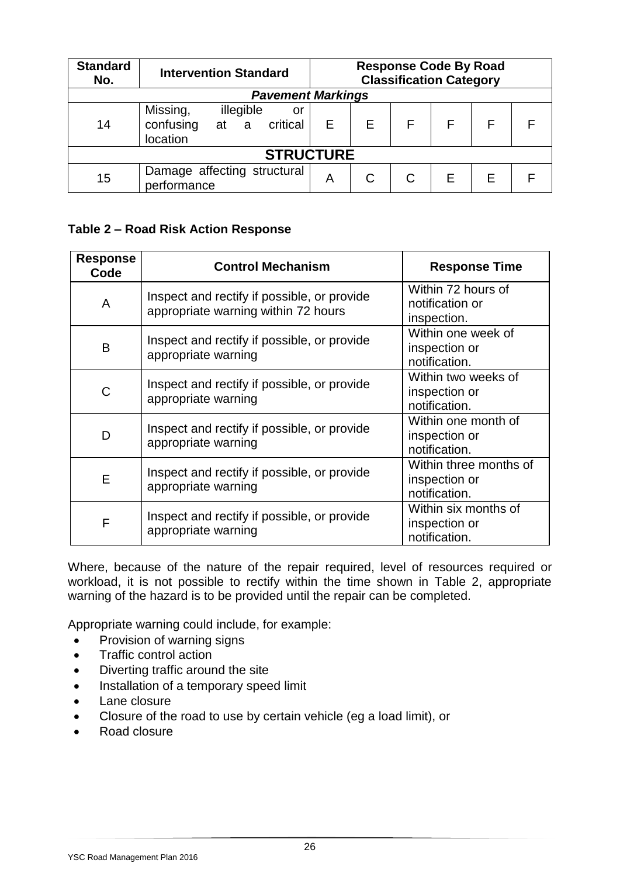| Standard No. | Intervention Standard | Response Code By Road Classification Category | | | | | |
|---|---|---|---|---|---|---|---|
| ***Pavement Markings*** | | | | | | | |
| 14 | Missing, illegible or confusing at a critical location | E | E | F | F | F | F |
| **STRUCTURE** | | | | | | | |
| 15 | Damage affecting structural performance | A | C | C | E | E | F |

**Table 2 – Road Risk Action Response**

| Response Code | Control Mechanism | Response Time |
|---|---|---|
| A | Inspect and rectify if possible, or provide appropriate warning within 72 hours | Within 72 hours of notification or inspection. |
| B | Inspect and rectify if possible, or provide appropriate warning | Within one week of inspection or notification. |
| C | Inspect and rectify if possible, or provide appropriate warning | Within two weeks of inspection or notification. |
| D | Inspect and rectify if possible, or provide appropriate warning | Within one month of inspection or notification. |
| E | Inspect and rectify if possible, or provide appropriate warning | Within three months of inspection or notification. |
| F | Inspect and rectify if possible, or provide appropriate warning | Within six months of inspection or notification. |

Where, because of the nature of the repair required, level of resources required or workload, it is not possible to rectify within the time shown in Table 2, appropriate warning of the hazard is to be provided until the repair can be completed.

Appropriate warning could include, for example:

- Provision of warning signs
- Traffic control action
- Diverting traffic around the site
- Installation of a temporary speed limit
- Lane closure
- Closure of the road to use by certain vehicle (eg a load limit), or
- Road closure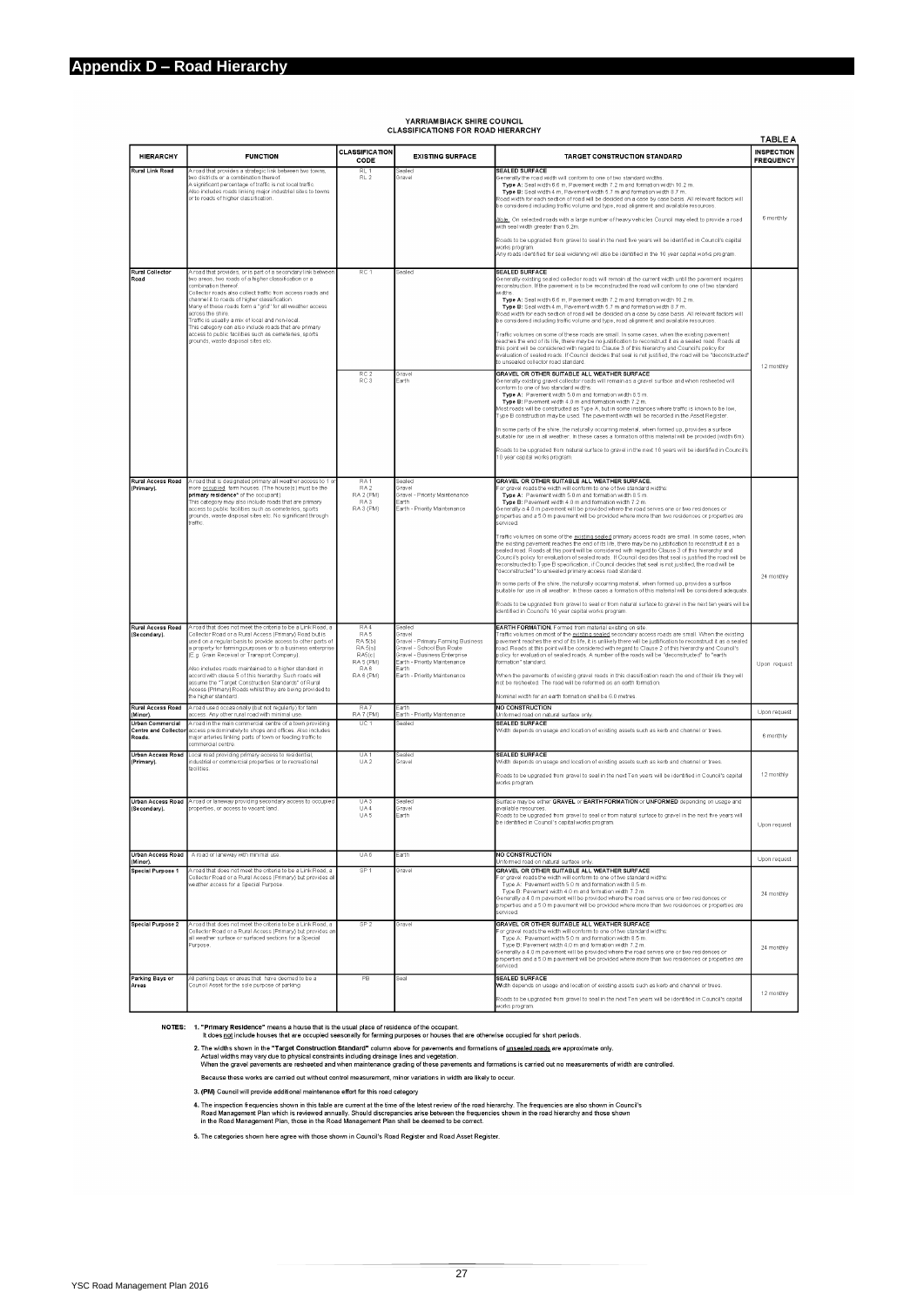# Appendix D – Road Hierarchy

YARRIAMBIACK SHIRE COUNCIL
CLASSIFICATIONS FOR ROAD HIERARCHY

TABLE A

| HIERARCHY | FUNCTION | CLASSIFICATION CODE | EXISTING SURFACE | TARGET CONSTRUCTION STANDARD | INSPECTION FREQUENCY |
|---|---|---|---|---|---|
| Rural Link Road | A road that provides a strategic link between two towns, two districts or a combination thereof. A significant percentage of traffic is not local traffic. Also includes roads linking major industrial sites to towns or to roads of higher classification. | RL 1<br>RL 2 | Sealed<br>Gravel | **SEALED SURFACE**<br>Generally the road width will conform to one of two standard widths.<br>**Type A:** Seal width 6.6 m, Pavement width 7.2 m and formation width 10.2 m.<br>**Type B:** Seal width 4 m, Pavement width 5.7 m and formation width 8.7 m.<br>Road width for each section of road will be decided on a case by case basis. All relevant factors will be considered including traffic volume and type, road alignment and available resources.<br>Note: On selected roads with a large number of heavy vehicles Council may elect to provide a road with seal width greater than 6.2m.<br>Roads to be upgraded from gravel to seal in the next five years will be identified in Council's capital works program.<br>Any roads identified for seal widening will also be identified in the 10 year capital works program. | 6 monthly |
| Rural Collector Road | A road that provides, or is part of a secondary link between two areas, two roads of a higher classification or a combination thereof. Collector roads also collect traffic from access roads and channel it to roads of higher classification. Many of these roads form a "grid" for all weather access across the shire. Traffic is usually a mix of local and non-local. This category can also include roads that are primary access to public facilities such as cemeteries, sports grounds, waste disposal sites etc. | RC 1 | Sealed | **SEALED SURFACE**<br>Generally existing sealed collector roads will remain at the current width until the pavement requires reconstruction. If the pavement is to be reconstructed the road will conform to one of two standard widths.<br>**Type A:** Seal width 6.6 m, Pavement width 7.2 m and formation width 10.2 m.<br>**Type B:** Seal width 4 m, Pavement width 5.7 m and formation width 8.7 m.<br>Road width for each section of road will be decided on a case by case basis. All relevant factors will be considered including traffic volume and type, road alignment and available resources.<br>Traffic volumes on some of these roads are small. In some cases, when the existing pavement reaches the end of its life, there may be no justification to reconstruct it as a sealed road. Roads at this point will be considered with regard to Clause 3 of this hierarchy and Council's policy for evaluation of sealed roads. If Council decides that seal is not justified, the road will be "deconstructed" to unsealed collector road standard. | 12 monthly |
| | | RC 2<br>RC 3 | Gravel<br>Earth | **GRAVEL OR OTHER SUITABLE ALL WEATHER SURFACE**<br>Generally existing gravel collector roads will remain as a gravel surface and when resheeted will conform to one of two standard widths.<br>**Type A:** Pavement width 5.0 m and formation width 8.5 m.<br>**Type B:** Pavement width 4.0 m and formation width 7.2 m.<br>Most roads will be constructed as Type A, but in some instances where traffic is known to be low, Type B construction may be used. The pavement width will be recorded in the Asset Register.<br>In some parts of the shire, the naturally occurring material, when formed up, provides a surface suitable for use in all weather. In these cases a formation of this material will be provided (width 6m).<br>Roads to be upgraded from natural surface to gravel in the next 10 years will be identified in Council's 10 year capital works program. | |
| Rural Access Road (Primary). | A road that is designated primary all weather access to 1 or more occupied farm houses. (The house(s) must be the **primary residence\*** of the occupant). This category may also include roads that are primary access to public facilities such as cemeteries, sports grounds, waste disposal sites etc. No significant through traffic. | RA 1<br>RA 2<br>RA 2 (PM)<br>RA 3<br>RA 3 (PM) | Sealed<br>Gravel<br>Gravel - Priority Maintenance<br>Earth<br>Earth - Priority Maintenance | **GRAVEL OR OTHER SUITABLE ALL WEATHER SURFACE.**<br>For gravel roads the width will conform to one of two standard widths:<br>**Type A:** Pavement width 5.0 m and formation width 8.5 m.<br>**Type B:** Pavement width 4.0 m and formation width 7.2 m.<br>Generally a 4.0 m pavement will be provided where the road serves one or two residences or properties and a 5.0 m pavement will be provided where more than two residences or properties are serviced.<br>Traffic volumes on some of the existing sealed primary access roads are small. In some cases, when the existing pavement reaches the end of its life, there may be no justification to reconstruct it as a sealed road. Roads at this point will be considered with regard to Clause 3 of this hierarchy and Council's policy for evaluation of sealed roads. If Council decides that seal is justified the road will be reconstructed to Type B specification, if Council decides that seal is not justified, the road will be "deconstructed" to unsealed primary access road standard.<br>In some parts of the shire, the naturally occurring material, when formed up, provides a surface suitable for use in all weather. In these cases a formation of this material will be considered adequate.<br>Roads to be upgraded from gravel to seal or from natural surface to gravel in the next ten years will be identified in Council's 10 year capital works program. | 24 monthly |
| Rural Access Road (Secondary). | A road that does not meet the criteria to be a Link Road, a Collector Road or a Rural Access (Primary) Road but is used on a regular basis to provide access to other parts of a property for farming purposes or to a business enterprise (E.g. Grain Receival or Transport Company).<br>Also includes roads maintained to a higher standard in accord with clause 5 of this hierarchy. Such roads will assume the "Target Construction Standards" of Rural Access (Primary) Roads whilst they are being provided to the higher standard. | RA 4<br>RA 5<br>RA 5(b)<br>RA 5(s)<br>RA5(c)<br>RA 5 (PM)<br>RA 6<br>RA 6 (PM) | Sealed<br>Gravel<br>Gravel - Primary Farming Business<br>Gravel - School Bus Route<br>Gravel - Business Enterprise<br>Earth - Priority Maintenance<br>Earth<br>Earth - Priority Maintenance | **EARTH FORMATION.** Formed from material existing on site.<br>Traffic volumes on most of the existing sealed secondary access roads are small. When the existing pavement reaches the end of its life, it is unlikely there will be justification to reconstruct it as a sealed road. Roads at this point will be considered with regard to Clause 2 of this hierarchy and Council's policy for evaluation of sealed roads. A number of the roads will be "deconstructed" to "earth formation" standard.<br>When the pavements of existing gravel roads in this classification reach the end of their life they will not be resheeted. The road will be reformed as an earth formation.<br>Nominal width for an earth formation shall be 6.0 metres. | Upon request |
| Rural Access Road (Minor). | A road used occasionally (but not regularly) for farm access. Any other rural road with minimal use. | RA 7<br>RA 7 (PM) | Earth<br>Earth - Priority Maintenance | **NO CONSTRUCTION**<br>Unformed road on natural surface only. | Upon request |
| Urban Commercial Centre and Collector Roads. | A road in the main commercial centre of a town providing access predominately to shops and offices. Also includes major arteries linking parts of town or feeding traffic to commercial centre. | UC 1 | Sealed | **SEALED SURFACE**<br>Width depends on usage and location of existing assets such as kerb and channel or trees. | 6 monthly |
| Urban Access Road (Primary). | Local road providing primary access to residential, industrial or commercial properties or to recreational facilities. | UA 1<br>UA 2 | Sealed<br>Gravel | **SEALED SURFACE**<br>Width depends on usage and location of existing assets such as kerb and channel or trees.<br>Roads to be upgraded from gravel to seal in the next Ten years will be identified in Council's capital works program. | 12 monthly |
| Urban Access Road (Secondary). | A road or laneway providing secondary access to occupied properties, or access to vacant land. | UA 3<br>UA 4<br>UA 5 | Sealed<br>Gravel<br>Earth | Surface may be either **GRAVEL** or **EARTH FORMATION** or **UNFORMED** depending on usage and available resources.<br>Roads to be upgraded from gravel to seal or from natural surface to gravel in the next five years will be identified in Council's capital works program. | Upon request |
| Urban Access Road (Minor). | A road or laneway with minimal use. | UA 6 | Earth | **NO CONSTRUCTION**<br>Unformed road on natural surface only. | Upon request |
| Special Purpose 1 | A road that does not meet the criteria to be a Link Road, a Collector Road or a Rural Access (Primary) but provides all weather access for a Special Purpose. | SP 1 | Gravel | **GRAVEL OR OTHER SUITABLE ALL WEATHER SURFACE**<br>For gravel roads the width will conform to one of two standard widths:<br>Type A: Pavement width 5.0 m and formation width 8.5 m.<br>Type B: Pavement width 4.0 m and formation width 7.2 m.<br>Generally a 4.0 m pavement will be provided where the road serves one or two residences or properties and a 5.0 m pavement will be provided where more than two residences or properties are serviced. | 24 monthly |
| Special Purpose 2 | A road that does not meet the criteria to be a Link Road, a Collector Road or a Rural Access (Primary) but provides an all weather surface or surfaced sections for a Special Purpose. | SP 2 | Gravel | **GRAVEL OR OTHER SUITABLE ALL WEATHER SURFACE**<br>For gravel roads the width will conform to one of two standard widths:<br>Type A: Pavement width 5.0 m and formation width 8.5 m.<br>Type B: Pavement width 4.0 m and formation width 7.2 m.<br>Generally a 4.0 m pavement will be provided where the road serves one or two residences or properties and a 5.0 m pavement will be provided where more than two residences or properties are serviced. | 24 monthly |
| Parking Bays or Areas | All parking bays or areas that have deemed to be a Council Asset for the sole purpose of parking. | PB | Seal | **SEALED SURFACE**<br>**W**idth depends on usage and location of existing assets such as kerb and channel or trees.<br>Roads to be upgraded from gravel to seal in the next Ten years will be identified in Council's capital works program. | 12 monthly |

**NOTES:**

1. **"Primary Residence"** means a house that is the usual place of residence of the occupant. It does not include houses that are occupied seasonally for farming purposes or houses that are otherwise occupied for short periods.
2. The widths shown in the **"Target Construction Standard"** column above for pavements and formations of unsealed roads are approximate only. Actual widths may vary due to physical constraints including drainage lines and vegetation. When the gravel pavements are resheeted and when maintenance grading of these pavements and formations is carried out no measurements of width are controlled.

   Because these works are carried out without control measurement, minor variations in width are likely to occur.
3. **(PM)** Council will provide additional maintenance effort for this road category
4. The inspection frequencies shown in this table are current at the time of the latest review of the road hierarchy. The frequencies are also shown in Council's Road Management Plan which is reviewed annually. Should discrepancies arise between the frequencies shown in the road hierarchy and those shown in the Road Management Plan, those in the Road Management Plan shall be deemed to be correct.
5. The categories shown here agree with those shown in Council's Road Register and Road Asset Register.